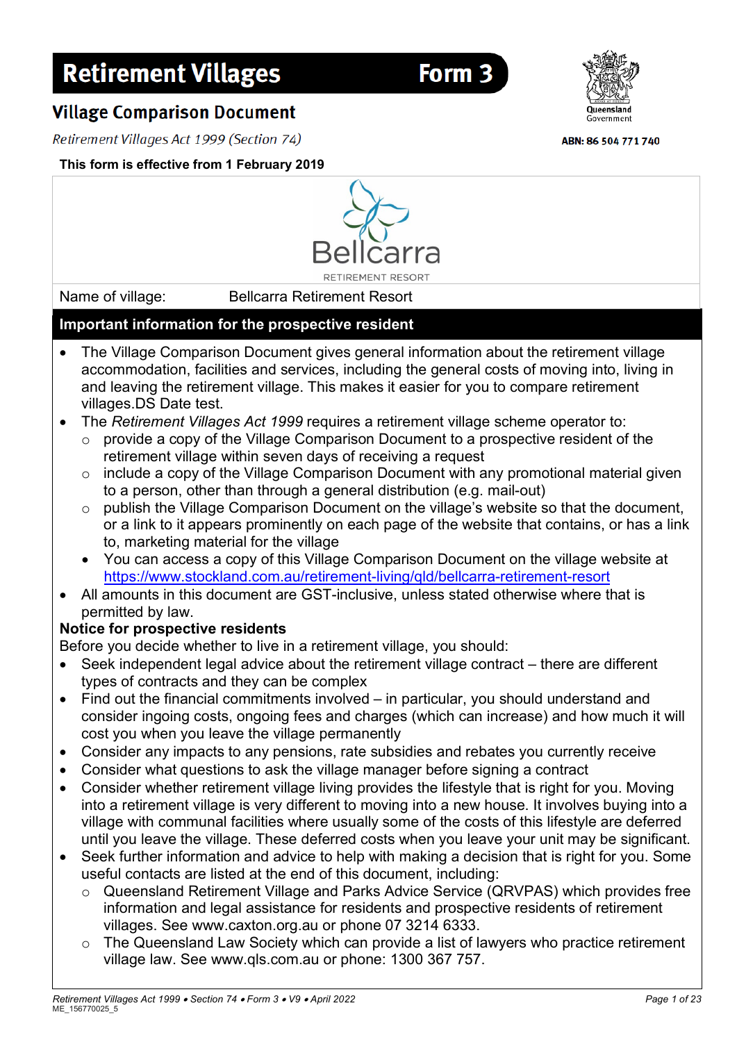# Retirement Villages Form 3

## Village Comparison Document

*Retirement Villages Act 1999 (Section 74)*

ABN: 86 504 771 740

**This form is effective from 1 February 2019**

Bellcarra
RETIREMENT RESORT

| Name of village: | Bellcarra Retirement Resort |
|---|---|

## Important information for the prospective resident

- The Village Comparison Document gives general information about the retirement village accommodation, facilities and services, including the general costs of moving into, living in and leaving the retirement village. This makes it easier for you to compare retirement villages.DS Date test.
- The *Retirement Villages Act 1999* requires a retirement village scheme operator to:
  - provide a copy of the Village Comparison Document to a prospective resident of the retirement village within seven days of receiving a request
  - include a copy of the Village Comparison Document with any promotional material given to a person, other than through a general distribution (e.g. mail-out)
  - publish the Village Comparison Document on the village's website so that the document, or a link to it appears prominently on each page of the website that contains, or has a link to, marketing material for the village
  - You can access a copy of this Village Comparison Document on the village website at https://www.stockland.com.au/retirement-living/qld/bellcarra-retirement-resort
- All amounts in this document are GST-inclusive, unless stated otherwise where that is permitted by law.

**Notice for prospective residents**

Before you decide whether to live in a retirement village, you should:

- Seek independent legal advice about the retirement village contract – there are different types of contracts and they can be complex
- Find out the financial commitments involved – in particular, you should understand and consider ingoing costs, ongoing fees and charges (which can increase) and how much it will cost you when you leave the village permanently
- Consider any impacts to any pensions, rate subsidies and rebates you currently receive
- Consider what questions to ask the village manager before signing a contract
- Consider whether retirement village living provides the lifestyle that is right for you. Moving into a retirement village is very different to moving into a new house. It involves buying into a village with communal facilities where usually some of the costs of this lifestyle are deferred until you leave the village. These deferred costs when you leave your unit may be significant.
- Seek further information and advice to help with making a decision that is right for you. Some useful contacts are listed at the end of this document, including:
  - Queensland Retirement Village and Parks Advice Service (QRVPAS) which provides free information and legal assistance for residents and prospective residents of retirement villages. See www.caxton.org.au or phone 07 3214 6333.
  - The Queensland Law Society which can provide a list of lawyers who practice retirement village law. See www.qls.com.au or phone: 1300 367 757.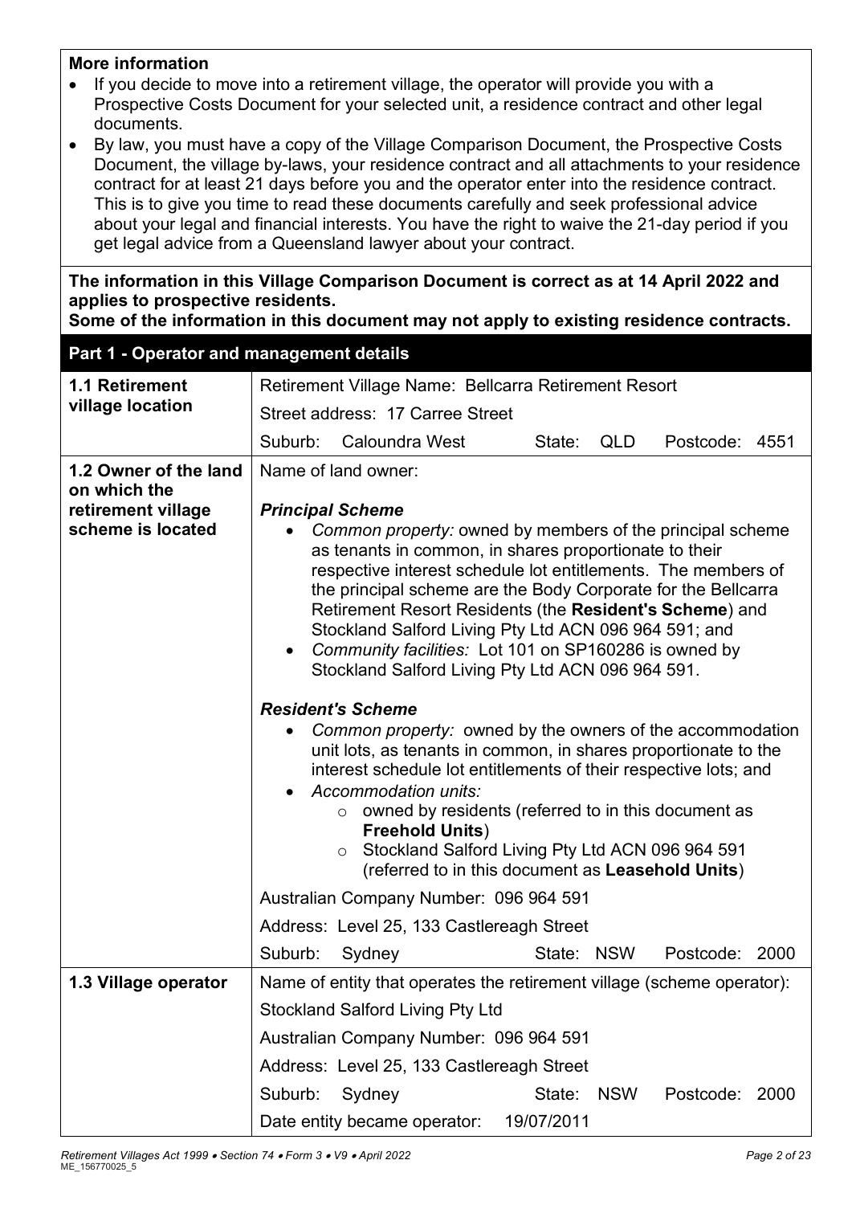**More information**

- If you decide to move into a retirement village, the operator will provide you with a Prospective Costs Document for your selected unit, a residence contract and other legal documents.
- By law, you must have a copy of the Village Comparison Document, the Prospective Costs Document, the village by-laws, your residence contract and all attachments to your residence contract for at least 21 days before you and the operator enter into the residence contract. This is to give you time to read these documents carefully and seek professional advice about your legal and financial interests. You have the right to waive the 21-day period if you get legal advice from a Queensland lawyer about your contract.

**The information in this Village Comparison Document is correct as at 14 April 2022 and applies to prospective residents.**
**Some of the information in this document may not apply to existing residence contracts.**

## Part 1 - Operator and management details

| | |
|---|---|
| **1.1 Retirement village location** | Retirement Village Name: Bellcarra Retirement Resort<br>Street address: 17 Carree Street<br>Suburb: Caloundra West State: QLD Postcode: 4551 |
| **1.2 Owner of the land on which the retirement village scheme is located** | Name of land owner:<br><br>***Principal Scheme***<br>• *Common property:* owned by members of the principal scheme as tenants in common, in shares proportionate to their respective interest schedule lot entitlements. The members of the principal scheme are the Body Corporate for the Bellcarra Retirement Resort Residents (the **Resident's Scheme**) and Stockland Salford Living Pty Ltd ACN 096 964 591; and<br>• *Community facilities:* Lot 101 on SP160286 is owned by Stockland Salford Living Pty Ltd ACN 096 964 591.<br><br>***Resident's Scheme***<br>• *Common property:* owned by the owners of the accommodation unit lots, as tenants in common, in shares proportionate to the interest schedule lot entitlements of their respective lots; and<br>• *Accommodation units:*<br>  ○ owned by residents (referred to in this document as **Freehold Units**)<br>  ○ Stockland Salford Living Pty Ltd ACN 096 964 591 (referred to in this document as **Leasehold Units**)<br><br>Australian Company Number: 096 964 591<br>Address: Level 25, 133 Castlereagh Street<br>Suburb: Sydney State: NSW Postcode: 2000 |
| **1.3 Village operator** | Name of entity that operates the retirement village (scheme operator):<br>Stockland Salford Living Pty Ltd<br>Australian Company Number: 096 964 591<br>Address: Level 25, 133 Castlereagh Street<br>Suburb: Sydney State: NSW Postcode: 2000<br>Date entity became operator: 19/07/2011 |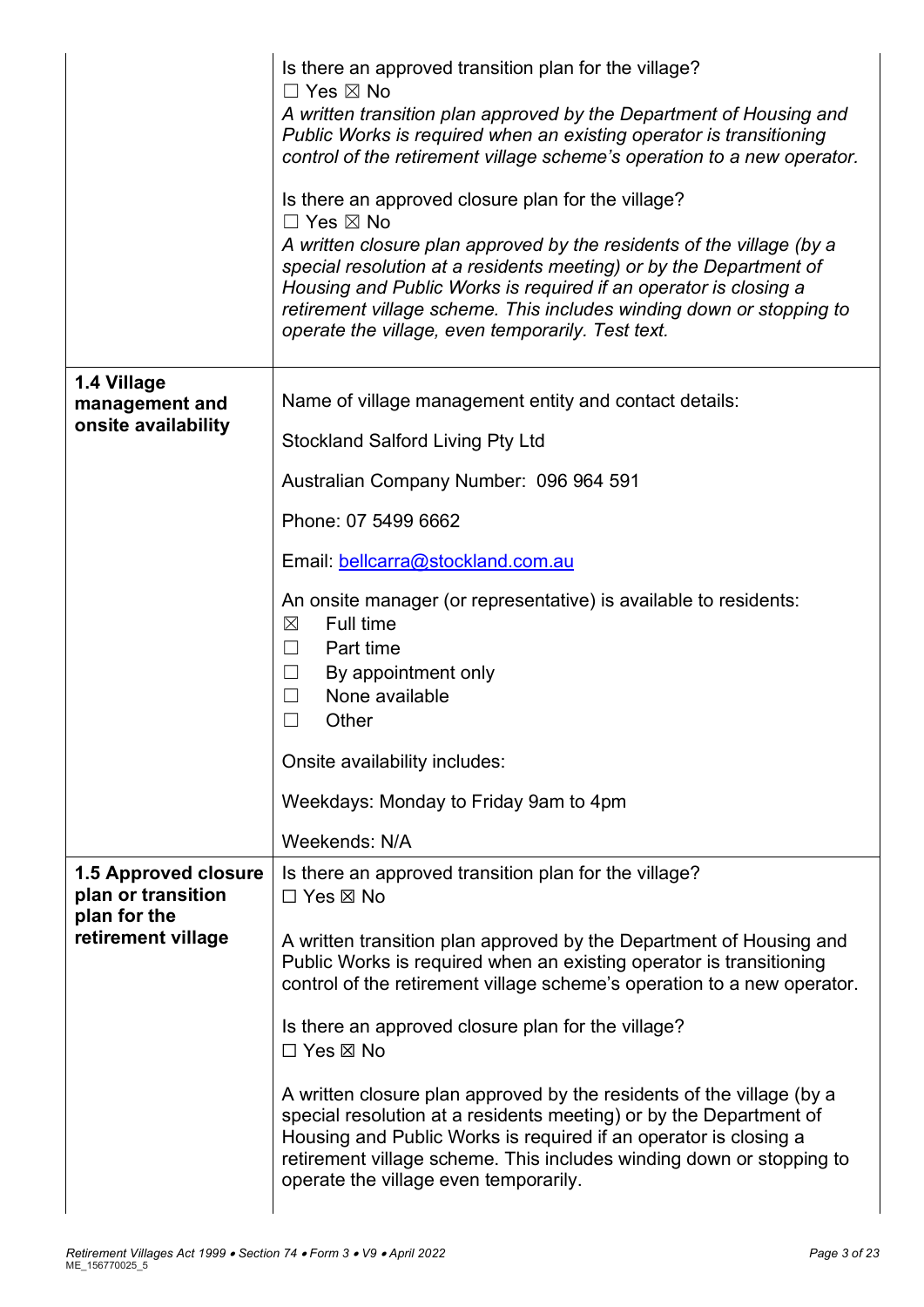| | |
|---|---|
| | Is there an approved transition plan for the village?<br>☐ Yes ☒ No<br>*A written transition plan approved by the Department of Housing and Public Works is required when an existing operator is transitioning control of the retirement village scheme's operation to a new operator.*<br><br>Is there an approved closure plan for the village?<br>☐ Yes ☒ No<br>*A written closure plan approved by the residents of the village (by a special resolution at a residents meeting) or by the Department of Housing and Public Works is required if an operator is closing a retirement village scheme. This includes winding down or stopping to operate the village, even temporarily. Test text.* |
| **1.4 Village management and onsite availability** | Name of village management entity and contact details:<br><br>Stockland Salford Living Pty Ltd<br><br>Australian Company Number: 096 964 591<br><br>Phone: 07 5499 6662<br><br>Email: bellcarra@stockland.com.au<br><br>An onsite manager (or representative) is available to residents:<br>☒ Full time<br>☐ Part time<br>☐ By appointment only<br>☐ None available<br>☐ Other<br><br>Onsite availability includes:<br><br>Weekdays: Monday to Friday 9am to 4pm<br><br>Weekends: N/A |
| **1.5 Approved closure plan or transition plan for the retirement village** | Is there an approved transition plan for the village?<br>☐ Yes ☒ No<br><br>A written transition plan approved by the Department of Housing and Public Works is required when an existing operator is transitioning control of the retirement village scheme's operation to a new operator.<br><br>Is there an approved closure plan for the village?<br>☐ Yes ☒ No<br><br>A written closure plan approved by the residents of the village (by a special resolution at a residents meeting) or by the Department of Housing and Public Works is required if an operator is closing a retirement village scheme. This includes winding down or stopping to operate the village even temporarily. |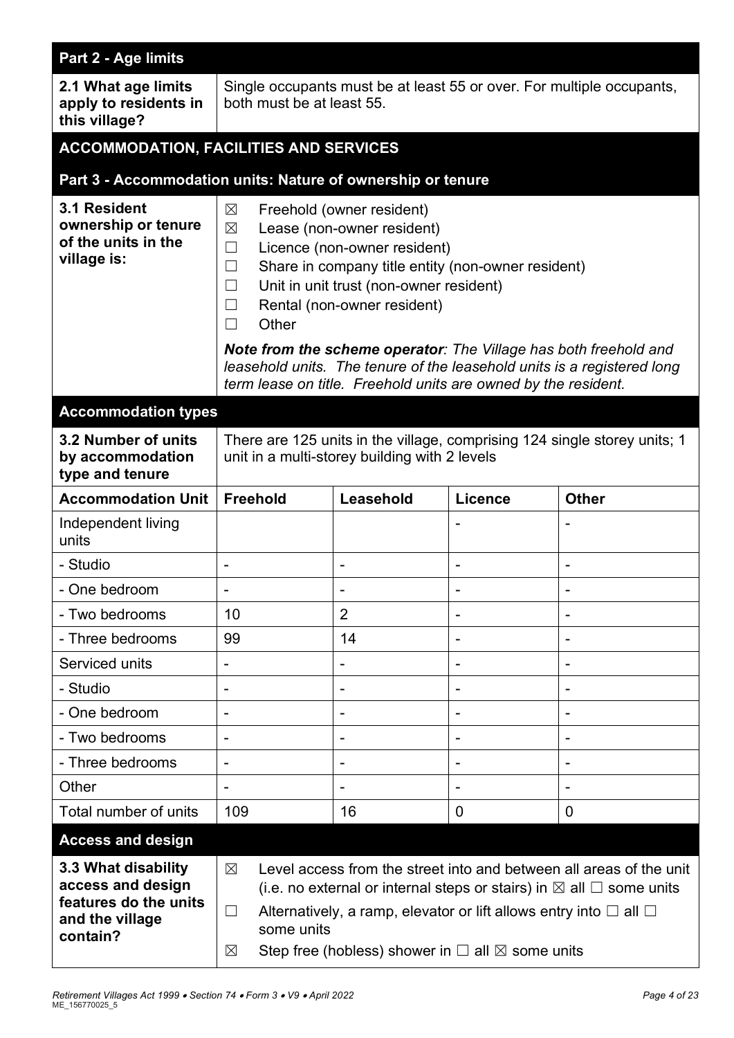## Part 2 - Age limits

| | |
|---|---|
| **2.1 What age limits apply to residents in this village?** | Single occupants must be at least 55 or over. For multiple occupants, both must be at least 55. |

## ACCOMMODATION, FACILITIES AND SERVICES

### Part 3 - Accommodation units: Nature of ownership or tenure

**3.1 Resident ownership or tenure of the units in the village is:**

- ☒ Freehold (owner resident)
- ☒ Lease (non-owner resident)
- ☐ Licence (non-owner resident)
- ☐ Share in company title entity (non-owner resident)
- ☐ Unit in unit trust (non-owner resident)
- ☐ Rental (non-owner resident)
- ☐ Other

***Note from the scheme operator****: The Village has both freehold and leasehold units. The tenure of the leasehold units is a registered long term lease on title. Freehold units are owned by the resident.*

### Accommodation types

**3.2 Number of units by accommodation type and tenure**

There are 125 units in the village, comprising 124 single storey units; 1 unit in a multi-storey building with 2 levels

| Accommodation Unit | Freehold | Leasehold | Licence | Other |
|---|---|---|---|---|
| Independent living units | | | - | - |
| - Studio | - | - | - | - |
| - One bedroom | - | - | - | - |
| - Two bedrooms | 10 | 2 | - | - |
| - Three bedrooms | 99 | 14 | - | - |
| Serviced units | - | - | - | - |
| - Studio | - | - | - | - |
| - One bedroom | - | - | - | - |
| - Two bedrooms | - | - | - | - |
| - Three bedrooms | - | - | - | - |
| Other | - | - | - | - |
| Total number of units | 109 | 16 | 0 | 0 |

### Access and design

**3.3 What disability access and design features do the units and the village contain?**

- ☒ Level access from the street into and between all areas of the unit (i.e. no external or internal steps or stairs) in ☒ all ☐ some units
- ☐ Alternatively, a ramp, elevator or lift allows entry into ☐ all ☐ some units
- ☒ Step free (hobless) shower in ☐ all ☒ some units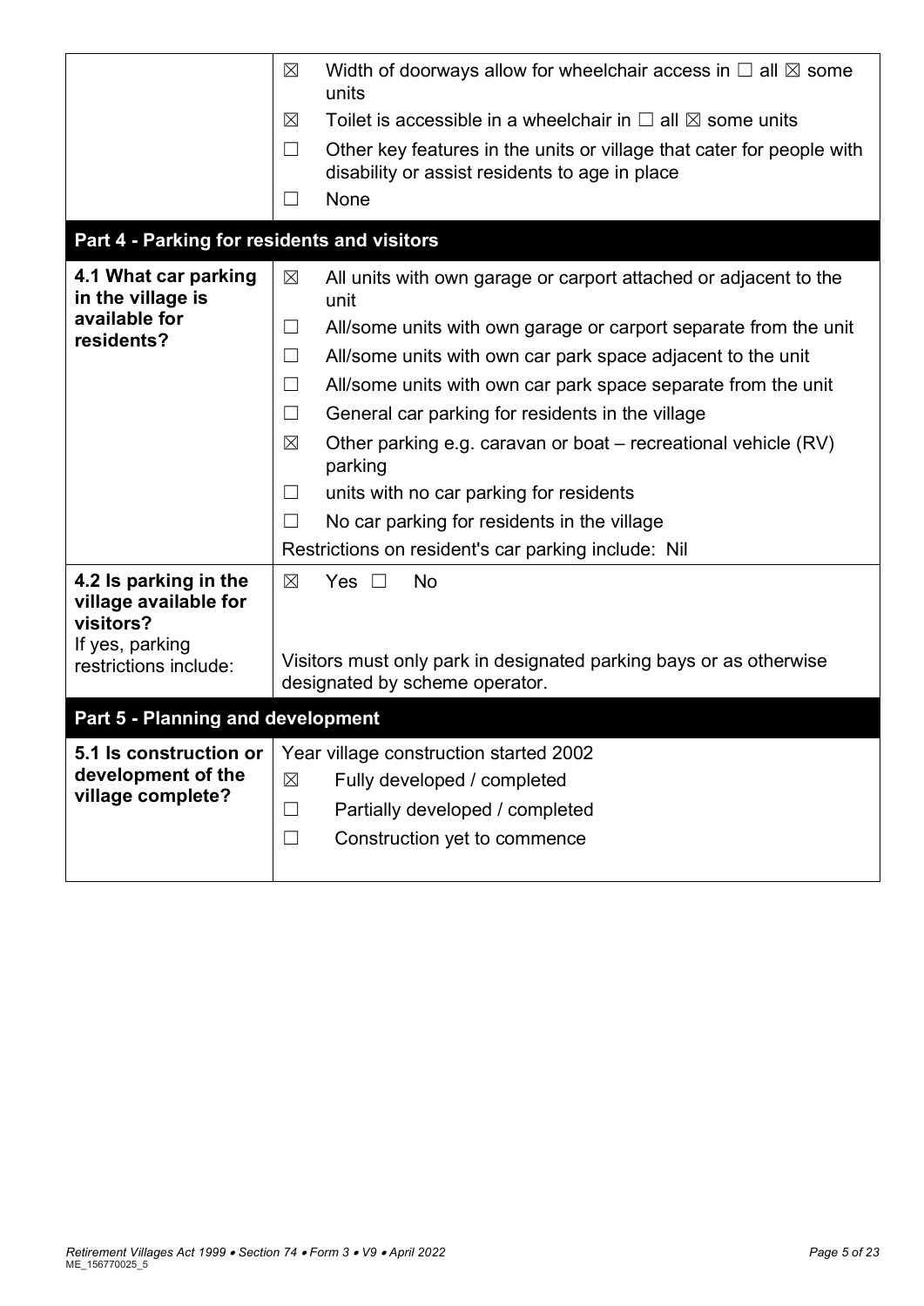| | |
|---|---|
| | ☒ Width of doorways allow for wheelchair access in ☐ all ☒ some units<br>☒ Toilet is accessible in a wheelchair in ☐ all ☒ some units<br>☐ Other key features in the units or village that cater for people with disability or assist residents to age in place<br>☐ None |

## Part 4 - Parking for residents and visitors

| | |
|---|---|
| **4.1 What car parking in the village is available for residents?** | ☒ All units with own garage or carport attached or adjacent to the unit<br>☐ All/some units with own garage or carport separate from the unit<br>☐ All/some units with own car park space adjacent to the unit<br>☐ All/some units with own car park space separate from the unit<br>☐ General car parking for residents in the village<br>☒ Other parking e.g. caravan or boat – recreational vehicle (RV) parking<br>☐ units with no car parking for residents<br>☐ No car parking for residents in the village<br>Restrictions on resident's car parking include: Nil |
| **4.2 Is parking in the village available for visitors?**<br>If yes, parking restrictions include: | ☒ Yes ☐ No<br><br>Visitors must only park in designated parking bays or as otherwise designated by scheme operator. |

## Part 5 - Planning and development

| | |
|---|---|
| **5.1 Is construction or development of the village complete?** | Year village construction started 2002<br>☒ Fully developed / completed<br>☐ Partially developed / completed<br>☐ Construction yet to commence |

*Retirement Villages Act 1999 • Section 74 • Form 3 • V9 • April 2022*
ME_156770025_5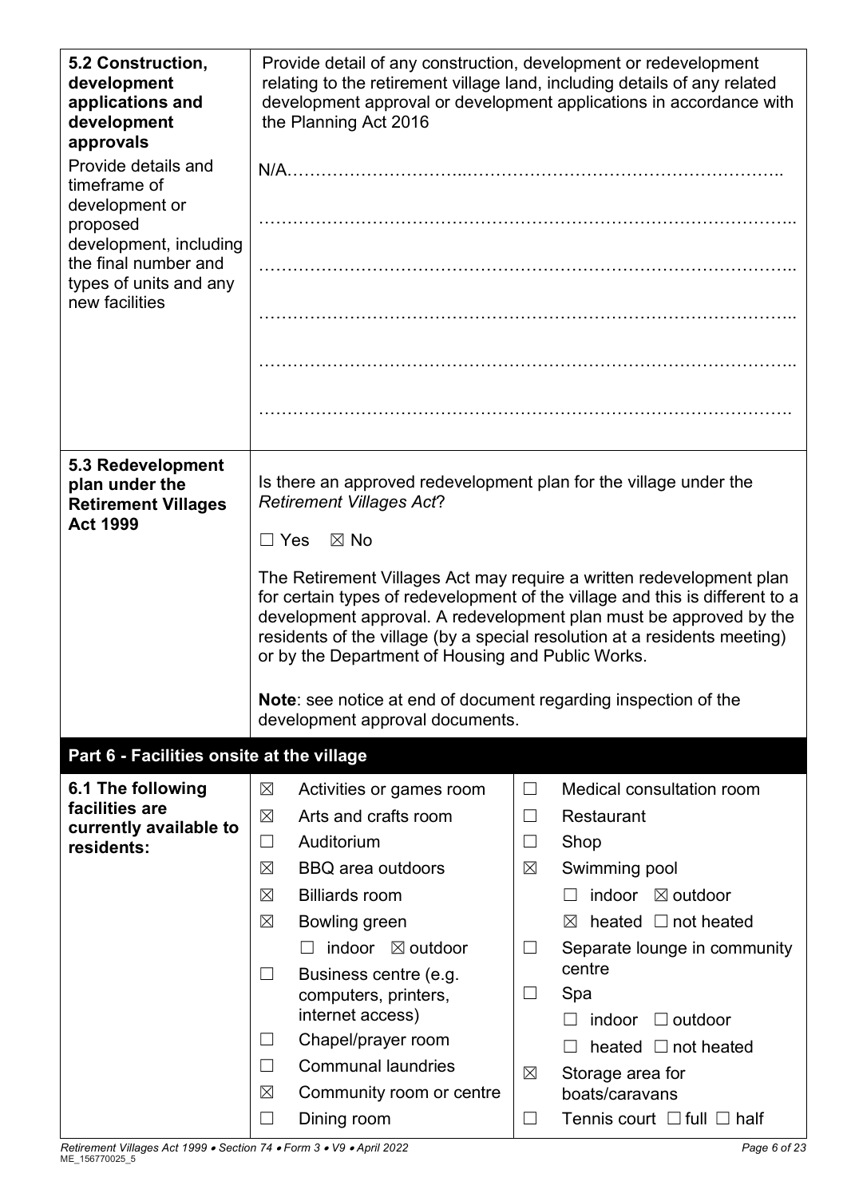| | |
|---|---|
| **5.2 Construction, development applications and development approvals**<br><br>Provide details and timeframe of development or proposed development, including the final number and types of units and any new facilities | Provide detail of any construction, development or redevelopment relating to the retirement village land, including details of any related development approval or development applications in accordance with the Planning Act 2016<br><br>N/A………………………..…………………………………………….. |
| **5.3 Redevelopment plan under the Retirement Villages Act 1999** | Is there an approved redevelopment plan for the village under the *Retirement Villages Act*?<br><br>☐ Yes ☒ No<br><br>The Retirement Villages Act may require a written redevelopment plan for certain types of redevelopment of the village and this is different to a development approval. A redevelopment plan must be approved by the residents of the village (by a special resolution at a residents meeting) or by the Department of Housing and Public Works.<br><br>**Note**: see notice at end of document regarding inspection of the development approval documents. |

## Part 6 - Facilities onsite at the village

**6.1 The following facilities are currently available to residents:**

- ☒ Activities or games room
- ☒ Arts and crafts room
- ☐ Auditorium
- ☒ BBQ area outdoors
- ☒ Billiards room
- ☒ Bowling green
  - ☐ indoor ☒ outdoor
- ☐ Business centre (e.g. computers, printers, internet access)
- ☐ Chapel/prayer room
- ☐ Communal laundries
- ☒ Community room or centre
- ☐ Dining room
- ☐ Medical consultation room
- ☐ Restaurant
- ☐ Shop
- ☒ Swimming pool
  - ☐ indoor ☒ outdoor
  - ☒ heated ☐ not heated
- ☐ Separate lounge in community centre
- ☐ Spa
  - ☐ indoor ☐ outdoor
  - ☐ heated ☐ not heated
- ☒ Storage area for boats/caravans
- ☐ Tennis court ☐ full ☐ half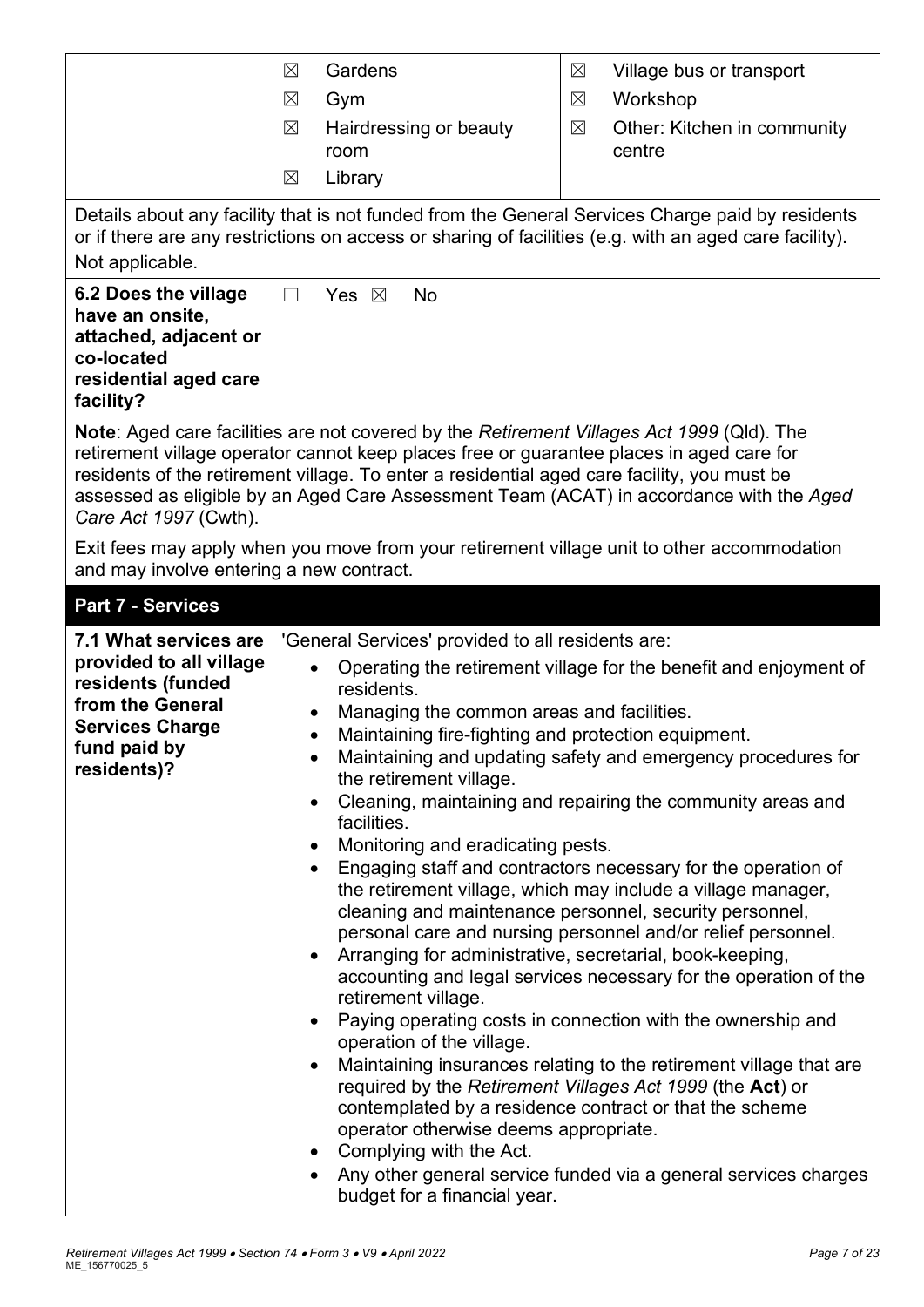|  | ☒ Gardens | ☒ Village bus or transport |
| --- | --- | --- |
|  | ☒ Gym | ☒ Workshop |
|  | ☒ Hairdressing or beauty room | ☒ Other: Kitchen in community centre |
|  | ☒ Library |  |

Details about any facility that is not funded from the General Services Charge paid by residents or if there are any restrictions on access or sharing of facilities (e.g. with an aged care facility).

Not applicable.

| **6.2 Does the village have an onsite, attached, adjacent or co-located residential aged care facility?** | ☐ Yes ☒ No |
| --- | --- |

**Note**: Aged care facilities are not covered by the *Retirement Villages Act 1999* (Qld). The retirement village operator cannot keep places free or guarantee places in aged care for residents of the retirement village. To enter a residential aged care facility, you must be assessed as eligible by an Aged Care Assessment Team (ACAT) in accordance with the *Aged Care Act 1997* (Cwth).

Exit fees may apply when you move from your retirement village unit to other accommodation and may involve entering a new contract.

## Part 7 - Services

**7.1 What services are provided to all village residents (funded from the General Services Charge fund paid by residents)?**

'General Services' provided to all residents are:

- Operating the retirement village for the benefit and enjoyment of residents.
- Managing the common areas and facilities.
- Maintaining fire-fighting and protection equipment.
- Maintaining and updating safety and emergency procedures for the retirement village.
- Cleaning, maintaining and repairing the community areas and facilities.
- Monitoring and eradicating pests.
- Engaging staff and contractors necessary for the operation of the retirement village, which may include a village manager, cleaning and maintenance personnel, security personnel, personal care and nursing personnel and/or relief personnel.
- Arranging for administrative, secretarial, book-keeping, accounting and legal services necessary for the operation of the retirement village.
- Paying operating costs in connection with the ownership and operation of the village.
- Maintaining insurances relating to the retirement village that are required by the *Retirement Villages Act 1999* (the **Act**) or contemplated by a residence contract or that the scheme operator otherwise deems appropriate.
- Complying with the Act.
- Any other general service funded via a general services charges budget for a financial year.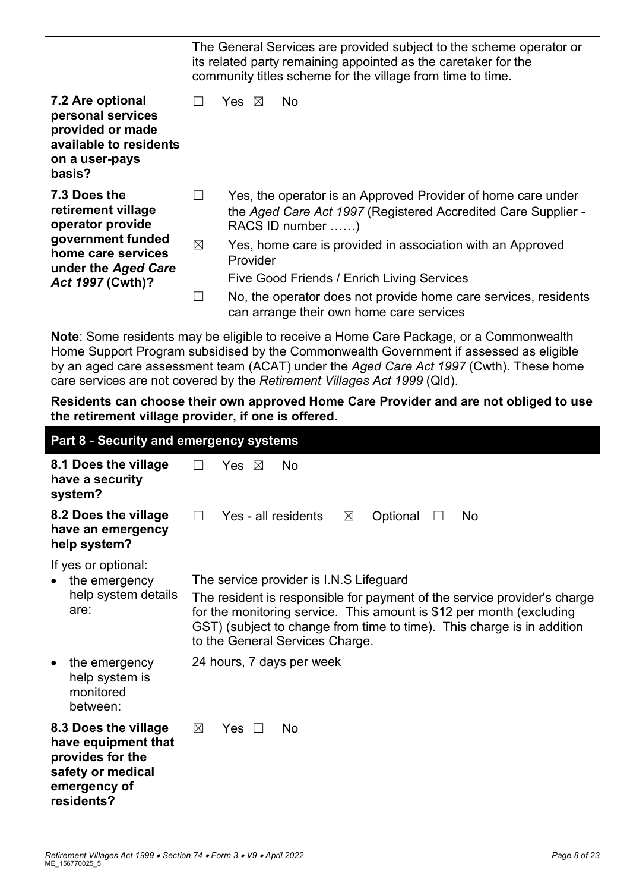| | |
|---|---|
| | The General Services are provided subject to the scheme operator or its related party remaining appointed as the caretaker for the community titles scheme for the village from time to time. |
| **7.2 Are optional personal services provided or made available to residents on a user-pays basis?** | ☐ Yes ☒ No |
| **7.3 Does the retirement village operator provide government funded home care services under the *Aged Care Act 1997* (Cwth)?** | ☐ Yes, the operator is an Approved Provider of home care under the *Aged Care Act 1997* (Registered Accredited Care Supplier - RACS ID number ……)<br>☒ Yes, home care is provided in association with an Approved Provider<br>Five Good Friends / Enrich Living Services<br>☐ No, the operator does not provide home care services, residents can arrange their own home care services |

**Note**: Some residents may be eligible to receive a Home Care Package, or a Commonwealth Home Support Program subsidised by the Commonwealth Government if assessed as eligible by an aged care assessment team (ACAT) under the *Aged Care Act 1997* (Cwth). These home care services are not covered by the *Retirement Villages Act 1999* (Qld).

**Residents can choose their own approved Home Care Provider and are not obliged to use the retirement village provider, if one is offered.**

## Part 8 - Security and emergency systems

| | |
|---|---|
| **8.1 Does the village have a security system?** | ☐ Yes ☒ No |
| **8.2 Does the village have an emergency help system?** | ☐ Yes - all residents ☒ Optional ☐ No |
| If yes or optional:<br>• the emergency help system details are: | The service provider is I.N.S Lifeguard<br>The resident is responsible for payment of the service provider's charge for the monitoring service. This amount is $12 per month (excluding GST) (subject to change from time to time). This charge is in addition to the General Services Charge. |
| • the emergency help system is monitored between: | 24 hours, 7 days per week |
| **8.3 Does the village have equipment that provides for the safety or medical emergency of residents?** | ☒ Yes ☐ No |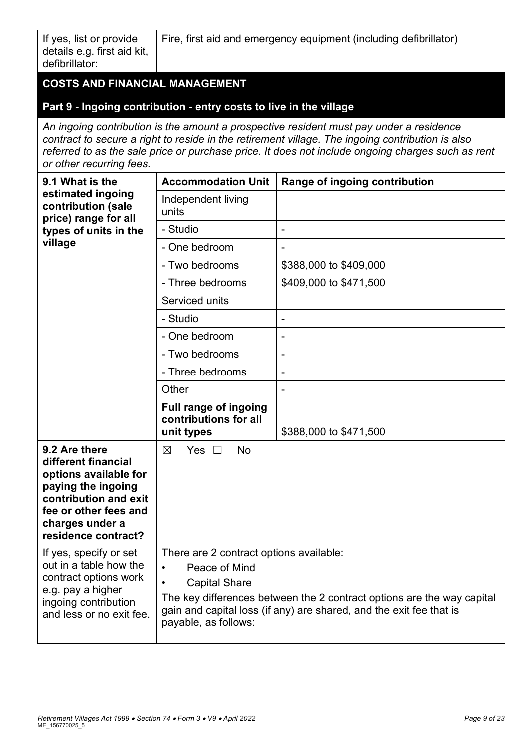| If yes, list or provide details e.g. first aid kit, defibrillator: | Fire, first aid and emergency equipment (including defibrillator) |
|---|---|

## COSTS AND FINANCIAL MANAGEMENT

### Part 9 - Ingoing contribution - entry costs to live in the village

*An ingoing contribution is the amount a prospective resident must pay under a residence contract to secure a right to reside in the retirement village. The ingoing contribution is also referred to as the sale price or purchase price. It does not include ongoing charges such as rent or other recurring fees.*

| **9.1 What is the estimated ingoing contribution (sale price) range for all types of units in the village** | **Accommodation Unit** | **Range of ingoing contribution** |
|---|---|---|
| | Independent living units | |
| | - Studio | - |
| | - One bedroom | - |
| | - Two bedrooms | $388,000 to $409,000 |
| | - Three bedrooms | $409,000 to $471,500 |
| | Serviced units | |
| | - Studio | - |
| | - One bedroom | - |
| | - Two bedrooms | - |
| | - Three bedrooms | - |
| | Other | - |
| | **Full range of ingoing contributions for all unit types** | $388,000 to $471,500 |

| **9.2 Are there different financial options available for paying the ingoing contribution and exit fee or other fees and charges under a residence contract?** | ☒ Yes ☐ No |
|---|---|
| If yes, specify or set out in a table how the contract options work e.g. pay a higher ingoing contribution and less or no exit fee. | There are 2 contract options available:<br>• Peace of Mind<br>• Capital Share<br>The key differences between the 2 contract options are the way capital gain and capital loss (if any) are shared, and the exit fee that is payable, as follows: |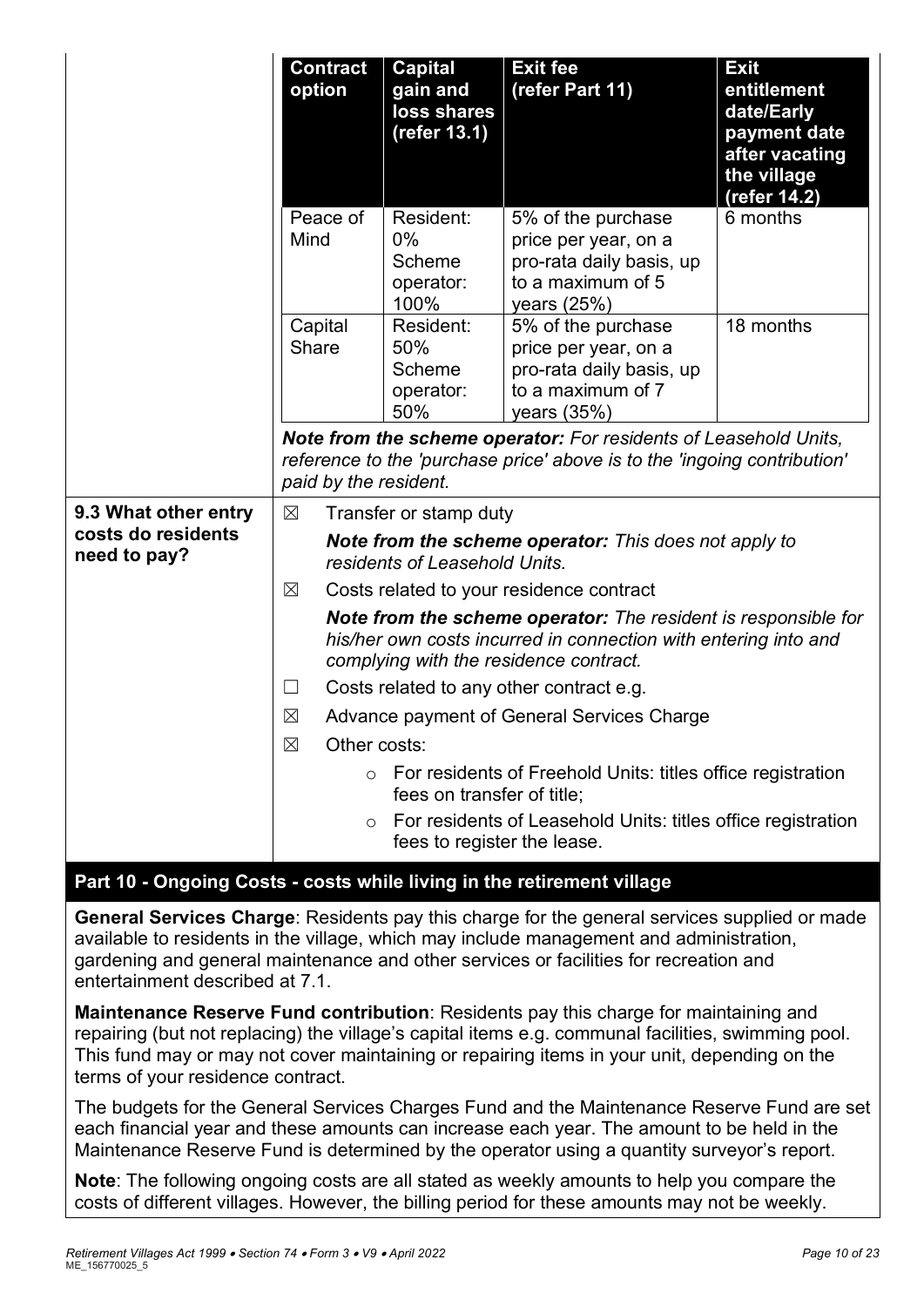| | Contract option | Capital gain and loss shares (refer 13.1) | Exit fee (refer Part 11) | Exit entitlement date/Early payment date after vacating the village (refer 14.2) |
|---|---|---|---|---|
| | Peace of Mind | Resident: 0% Scheme operator: 100% | 5% of the purchase price per year, on a pro-rata daily basis, up to a maximum of 5 years (25%) | 6 months |
| | Capital Share | Resident: 50% Scheme operator: 50% | 5% of the purchase price per year, on a pro-rata daily basis, up to a maximum of 7 years (35%) | 18 months |

***Note from the scheme operator:*** *For residents of Leasehold Units, reference to the 'purchase price' above is to the 'ingoing contribution' paid by the resident.*

**9.3 What other entry costs do residents need to pay?**

- ☒ Transfer or stamp duty

  ***Note from the scheme operator:*** *This does not apply to residents of Leasehold Units.*

- ☒ Costs related to your residence contract

  ***Note from the scheme operator:*** *The resident is responsible for his/her own costs incurred in connection with entering into and complying with the residence contract.*

- ☐ Costs related to any other contract e.g.
- ☒ Advance payment of General Services Charge
- ☒ Other costs:
  - For residents of Freehold Units: titles office registration fees on transfer of title;
  - For residents of Leasehold Units: titles office registration fees to register the lease.

## Part 10 - Ongoing Costs - costs while living in the retirement village

**General Services Charge**: Residents pay this charge for the general services supplied or made available to residents in the village, which may include management and administration, gardening and general maintenance and other services or facilities for recreation and entertainment described at 7.1.

**Maintenance Reserve Fund contribution**: Residents pay this charge for maintaining and repairing (but not replacing) the village's capital items e.g. communal facilities, swimming pool. This fund may or may not cover maintaining or repairing items in your unit, depending on the terms of your residence contract.

The budgets for the General Services Charges Fund and the Maintenance Reserve Fund are set each financial year and these amounts can increase each year. The amount to be held in the Maintenance Reserve Fund is determined by the operator using a quantity surveyor's report.

**Note**: The following ongoing costs are all stated as weekly amounts to help you compare the costs of different villages. However, the billing period for these amounts may not be weekly.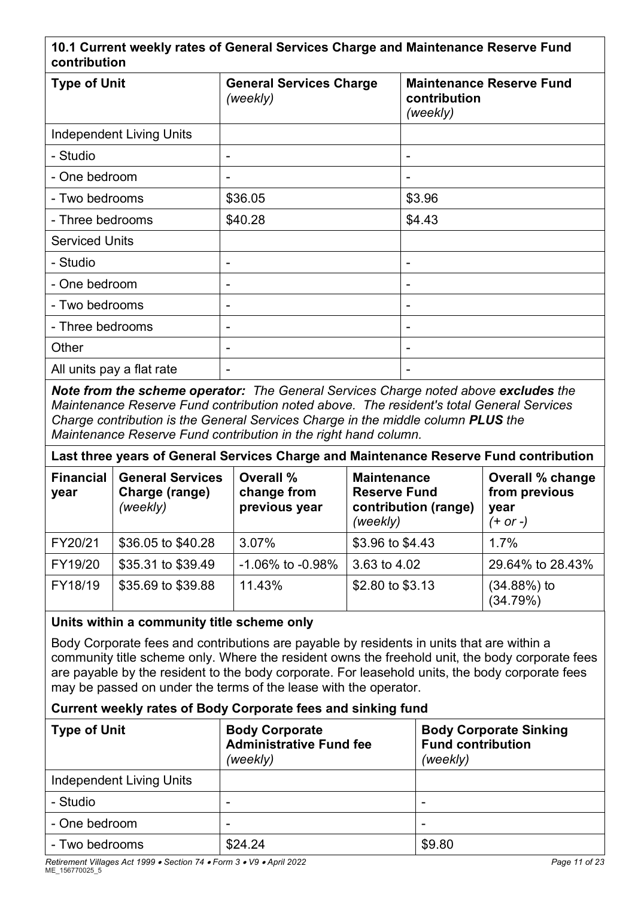### 10.1 Current weekly rates of General Services Charge and Maintenance Reserve Fund contribution

| Type of Unit | General Services Charge *(weekly)* | Maintenance Reserve Fund contribution *(weekly)* |
|---|---|---|
| Independent Living Units | | |
| - Studio | - | - |
| - One bedroom | - | - |
| - Two bedrooms | \$36.05 | \$3.96 |
| - Three bedrooms | \$40.28 | \$4.43 |
| Serviced Units | | |
| - Studio | - | - |
| - One bedroom | - | - |
| - Two bedrooms | - | - |
| - Three bedrooms | - | - |
| Other | - | - |
| All units pay a flat rate | - | - |

***Note from the scheme operator:*** *The General Services Charge noted above* ***excludes*** *the Maintenance Reserve Fund contribution noted above. The resident's total General Services Charge contribution is the General Services Charge in the middle column* ***PLUS*** *the Maintenance Reserve Fund contribution in the right hand column.*

**Last three years of General Services Charge and Maintenance Reserve Fund contribution**

| Financial year | General Services Charge (range) *(weekly)* | Overall % change from previous year | Maintenance Reserve Fund contribution (range) *(weekly)* | Overall % change from previous year *(+ or -)* |
|---|---|---|---|---|
| FY20/21 | \$36.05 to \$40.28 | 3.07% | \$3.96 to \$4.43 | 1.7% |
| FY19/20 | \$35.31 to \$39.49 | -1.06% to -0.98% | 3.63 to 4.02 | 29.64% to 28.43% |
| FY18/19 | \$35.69 to \$39.88 | 11.43% | \$2.80 to \$3.13 | (34.88%) to (34.79%) |

**Units within a community title scheme only**

Body Corporate fees and contributions are payable by residents in units that are within a community title scheme only. Where the resident owns the freehold unit, the body corporate fees are payable by the resident to the body corporate. For leasehold units, the body corporate fees may be passed on under the terms of the lease with the operator.

**Current weekly rates of Body Corporate fees and sinking fund**

| Type of Unit | Body Corporate Administrative Fund fee *(weekly)* | Body Corporate Sinking Fund contribution *(weekly)* |
|---|---|---|
| Independent Living Units | | |
| - Studio | - | - |
| - One bedroom | - | - |
| - Two bedrooms | \$24.24 | \$9.80 |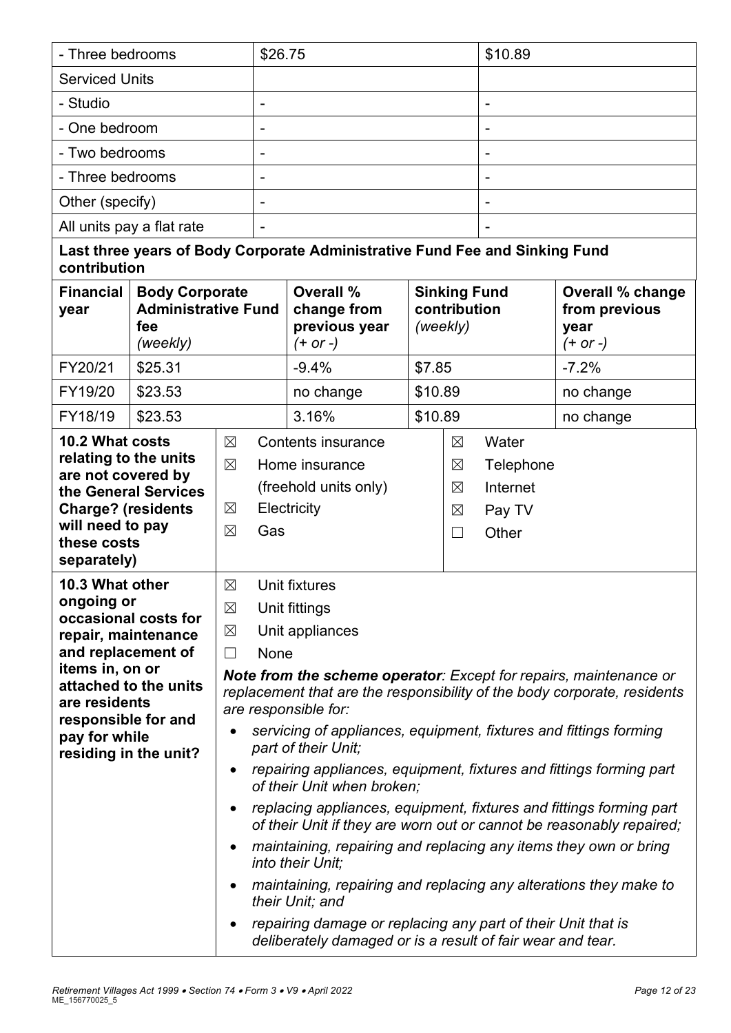| - Three bedrooms | $26.75 | $10.89 |
|---|---|---|
| Serviced Units | | |
| - Studio | - | - |
| - One bedroom | - | - |
| - Two bedrooms | - | - |
| - Three bedrooms | - | - |
| Other (specify) | - | - |
| All units pay a flat rate | - | - |

**Last three years of Body Corporate Administrative Fund Fee and Sinking Fund contribution**

| Financial year | Body Corporate Administrative Fund fee *(weekly)* | Overall % change from previous year *(+ or -)* | Sinking Fund contribution *(weekly)* | Overall % change from previous year *(+ or -)* |
|---|---|---|---|---|
| FY20/21 | $25.31 | -9.4% | $7.85 | -7.2% |
| FY19/20 | $23.53 | no change | $10.89 | no change |
| FY18/19 | $23.53 | 3.16% | $10.89 | no change |

**10.2 What costs relating to the units are not covered by the General Services Charge? (residents will need to pay these costs separately)**

- ☒ Contents insurance
- ☒ Home insurance (freehold units only)
- ☒ Electricity
- ☒ Gas
- ☒ Water
- ☒ Telephone
- ☒ Internet
- ☒ Pay TV
- ☐ Other

**10.3 What other ongoing or occasional costs for repair, maintenance and replacement of items in, on or attached to the units are residents responsible for and pay for while residing in the unit?**

- ☒ Unit fixtures
- ☒ Unit fittings
- ☒ Unit appliances
- ☐ None

***Note from the scheme operator****: Except for repairs, maintenance or replacement that are the responsibility of the body corporate, residents are responsible for:*

- *servicing of appliances, equipment, fixtures and fittings forming part of their Unit;*
- *repairing appliances, equipment, fixtures and fittings forming part of their Unit when broken;*
- *replacing appliances, equipment, fixtures and fittings forming part of their Unit if they are worn out or cannot be reasonably repaired;*
- *maintaining, repairing and replacing any items they own or bring into their Unit;*
- *maintaining, repairing and replacing any alterations they make to their Unit; and*
- *repairing damage or replacing any part of their Unit that is deliberately damaged or is a result of fair wear and tear.*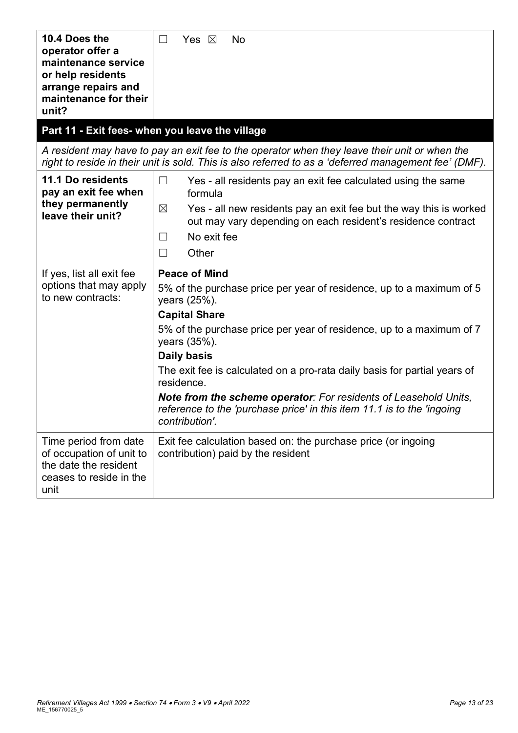| | |
|---|---|
| **10.4 Does the operator offer a maintenance service or help residents arrange repairs and maintenance for their unit?** | ☐ Yes ☒ No |

## Part 11 - Exit fees- when you leave the village

*A resident may have to pay an exit fee to the operator when they leave their unit or when the right to reside in their unit is sold. This is also referred to as a 'deferred management fee' (DMF).*

| | |
|---|---|
| **11.1 Do residents pay an exit fee when they permanently leave their unit?** | ☐ Yes - all residents pay an exit fee calculated using the same formula<br>☒ Yes - all new residents pay an exit fee but the way this is worked out may vary depending on each resident's residence contract<br>☐ No exit fee<br>☐ Other |
| If yes, list all exit fee options that may apply to new contracts: | **Peace of Mind**<br>5% of the purchase price per year of residence, up to a maximum of 5 years (25%).<br>**Capital Share**<br>5% of the purchase price per year of residence, up to a maximum of 7 years (35%).<br>**Daily basis**<br>The exit fee is calculated on a pro-rata daily basis for partial years of residence.<br>***Note from the scheme operator**: For residents of Leasehold Units, reference to the 'purchase price' in this item 11.1 is to the 'ingoing contribution'.* |
| Time period from date of occupation of unit to the date the resident ceases to reside in the unit | Exit fee calculation based on: the purchase price (or ingoing contribution) paid by the resident |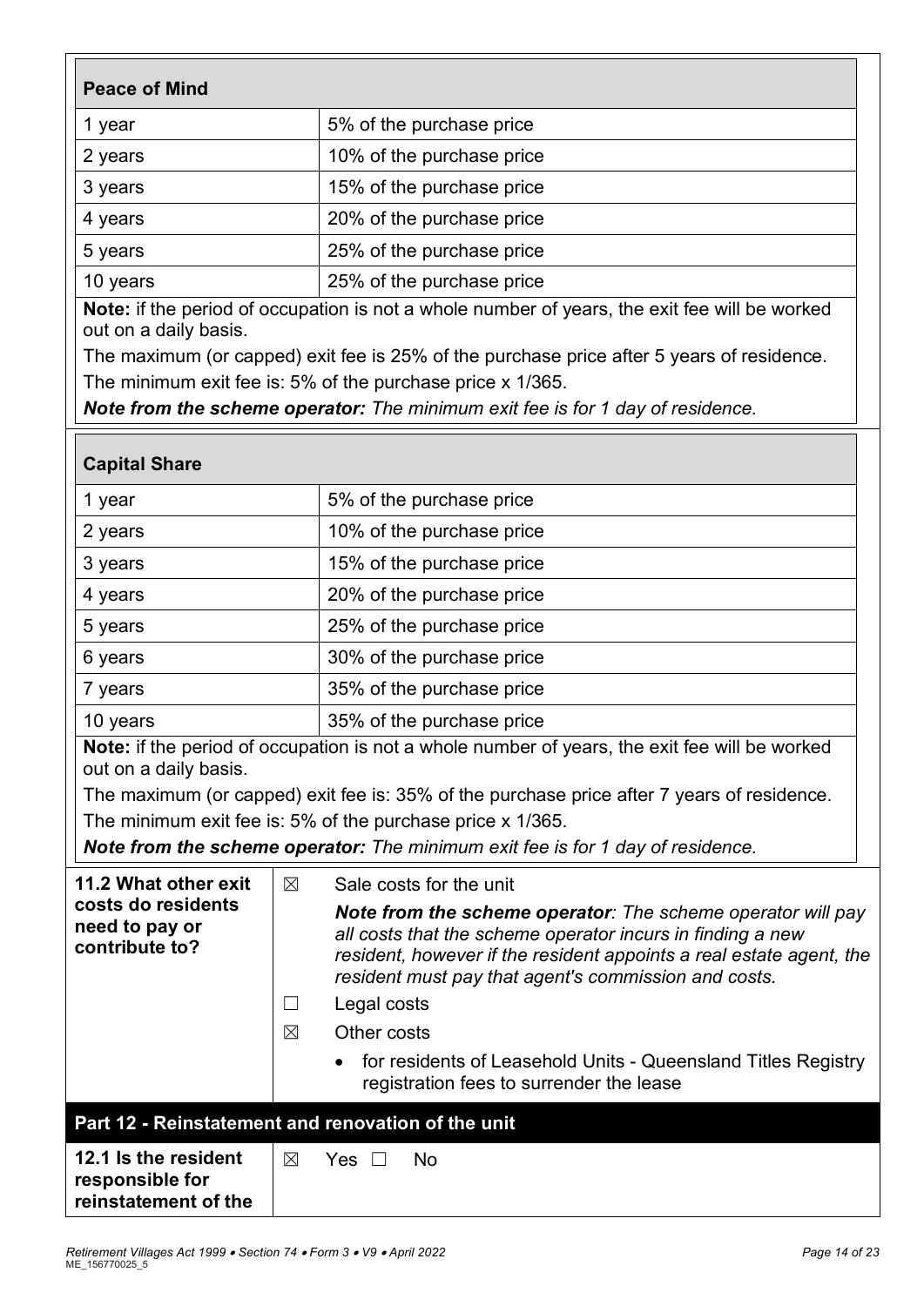| **Peace of Mind** | |
|---|---|
| 1 year | 5% of the purchase price |
| 2 years | 10% of the purchase price |
| 3 years | 15% of the purchase price |
| 4 years | 20% of the purchase price |
| 5 years | 25% of the purchase price |
| 10 years | 25% of the purchase price |

**Note:** if the period of occupation is not a whole number of years, the exit fee will be worked out on a daily basis.

The maximum (or capped) exit fee is 25% of the purchase price after 5 years of residence.

The minimum exit fee is: 5% of the purchase price x 1/365.

***Note from the scheme operator:*** *The minimum exit fee is for 1 day of residence.*

| **Capital Share** | |
|---|---|
| 1 year | 5% of the purchase price |
| 2 years | 10% of the purchase price |
| 3 years | 15% of the purchase price |
| 4 years | 20% of the purchase price |
| 5 years | 25% of the purchase price |
| 6 years | 30% of the purchase price |
| 7 years | 35% of the purchase price |
| 10 years | 35% of the purchase price |

**Note:** if the period of occupation is not a whole number of years, the exit fee will be worked out on a daily basis.

The maximum (or capped) exit fee is: 35% of the purchase price after 7 years of residence.

The minimum exit fee is: 5% of the purchase price x 1/365.

***Note from the scheme operator:*** *The minimum exit fee is for 1 day of residence.*

| | |
|---|---|
| **11.2 What other exit costs do residents need to pay or contribute to?** | ☒ Sale costs for the unit<br>***Note from the scheme operator****: The scheme operator will pay all costs that the scheme operator incurs in finding a new resident, however if the resident appoints a real estate agent, the resident must pay that agent's commission and costs.*<br>☐ Legal costs<br>☒ Other costs<br>• for residents of Leasehold Units - Queensland Titles Registry registration fees to surrender the lease |

## Part 12 - Reinstatement and renovation of the unit

| | |
|---|---|
| **12.1 Is the resident responsible for reinstatement of the** | ☒ Yes ☐ No |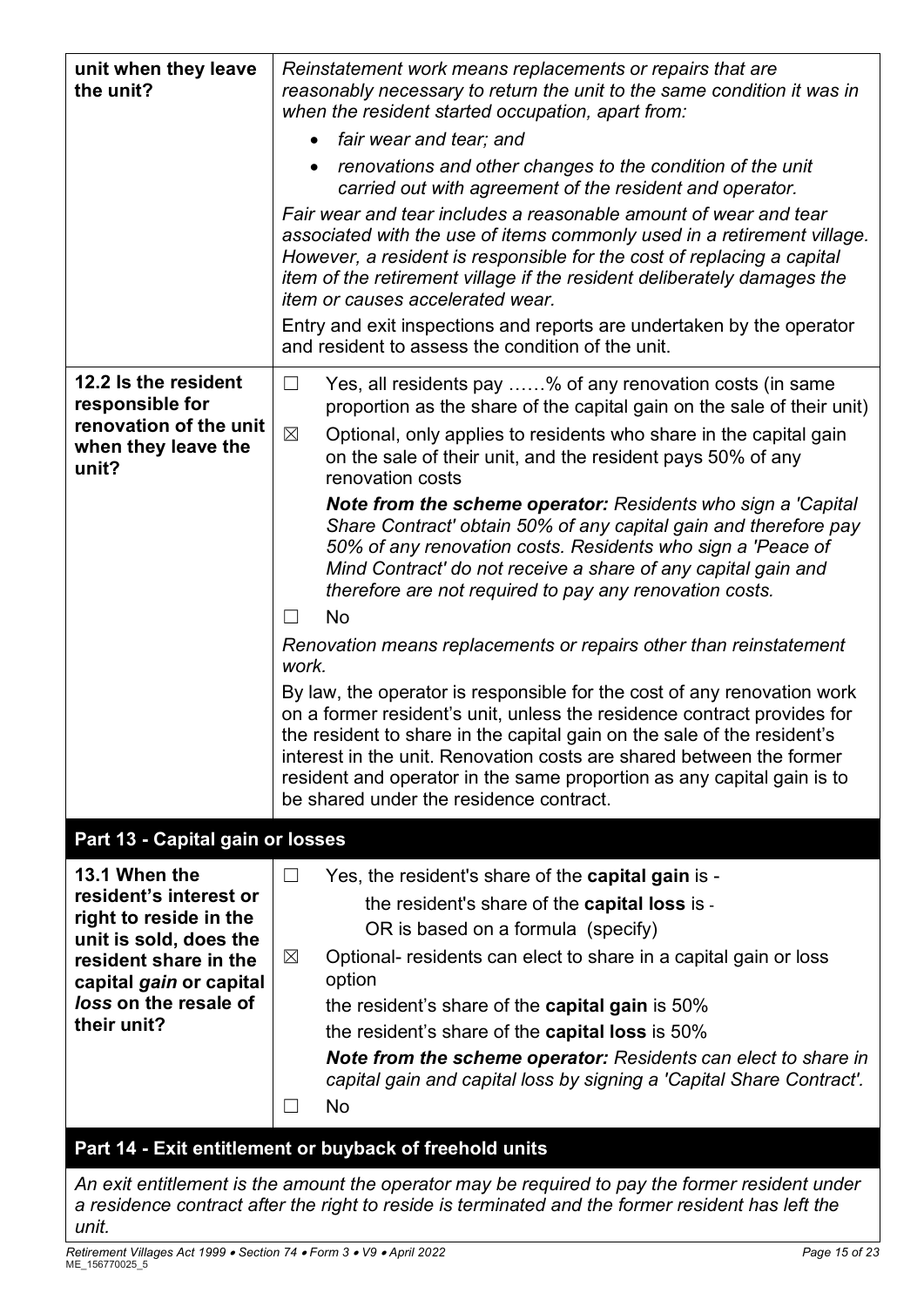| | |
|---|---|
| **unit when they leave the unit?** | *Reinstatement work means replacements or repairs that are reasonably necessary to return the unit to the same condition it was in when the resident started occupation, apart from:*<br>• *fair wear and tear; and*<br>• *renovations and other changes to the condition of the unit carried out with agreement of the resident and operator.*<br>*Fair wear and tear includes a reasonable amount of wear and tear associated with the use of items commonly used in a retirement village. However, a resident is responsible for the cost of replacing a capital item of the retirement village if the resident deliberately damages the item or causes accelerated wear.*<br>Entry and exit inspections and reports are undertaken by the operator and resident to assess the condition of the unit. |
| **12.2 Is the resident responsible for renovation of the unit when they leave the unit?** | ☐ Yes, all residents pay ……% of any renovation costs (in same proportion as the share of the capital gain on the sale of their unit)<br>☒ Optional, only applies to residents who share in the capital gain on the sale of their unit, and the resident pays 50% of any renovation costs<br>***Note from the scheme operator:*** *Residents who sign a 'Capital Share Contract' obtain 50% of any capital gain and therefore pay 50% of any renovation costs. Residents who sign a 'Peace of Mind Contract' do not receive a share of any capital gain and therefore are not required to pay any renovation costs.*<br>☐ No<br>*Renovation means replacements or repairs other than reinstatement work.*<br>By law, the operator is responsible for the cost of any renovation work on a former resident's unit, unless the residence contract provides for the resident to share in the capital gain on the sale of the resident's interest in the unit. Renovation costs are shared between the former resident and operator in the same proportion as any capital gain is to be shared under the residence contract. |

## Part 13 - Capital gain or losses

| | |
|---|---|
| **13.1 When the resident's interest or right to reside in the unit is sold, does the resident share in the capital *gain* or capital *loss* on the resale of their unit?** | ☐ Yes, the resident's share of the **capital gain** is -<br>the resident's share of the **capital loss** is -<br>OR is based on a formula (specify)<br>☒ Optional- residents can elect to share in a capital gain or loss option<br>the resident's share of the **capital gain** is 50%<br>the resident's share of the **capital loss** is 50%<br>***Note from the scheme operator:*** *Residents can elect to share in capital gain and capital loss by signing a 'Capital Share Contract'.*<br>☐ No |

## Part 14 - Exit entitlement or buyback of freehold units

*An exit entitlement is the amount the operator may be required to pay the former resident under a residence contract after the right to reside is terminated and the former resident has left the unit.*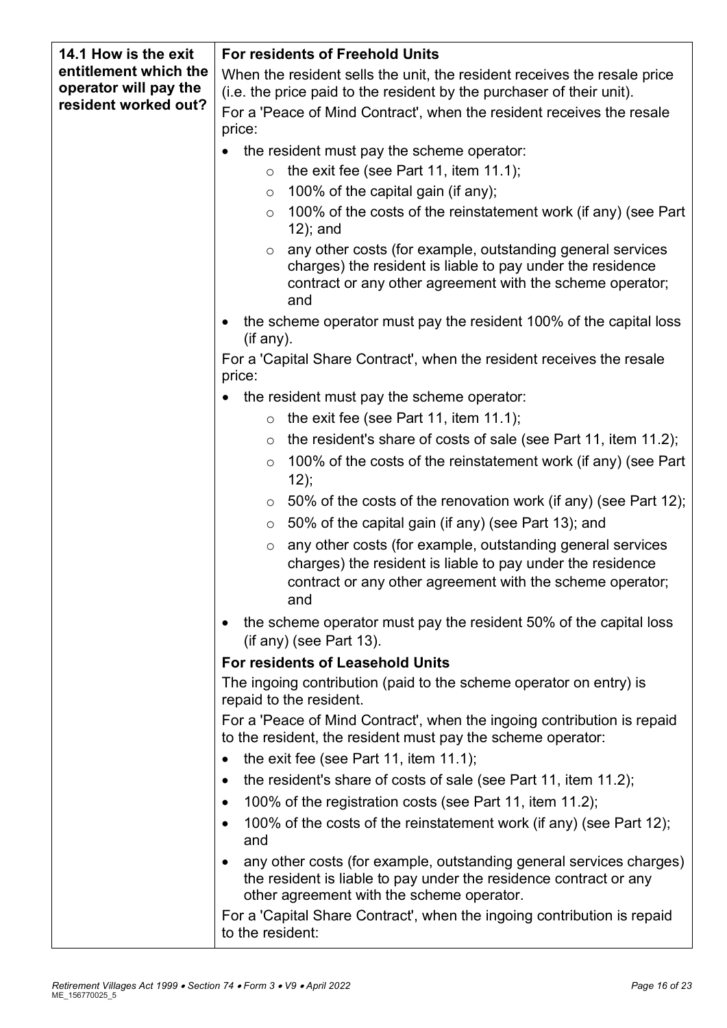| 14.1 How is the exit entitlement which the operator will pay the resident worked out? | **For residents of Freehold Units**<br>When the resident sells the unit, the resident receives the resale price (i.e. the price paid to the resident by the purchaser of their unit).<br>For a 'Peace of Mind Contract', when the resident receives the resale price:<br>• the resident must pay the scheme operator:<br>  ○ the exit fee (see Part 11, item 11.1);<br>  ○ 100% of the capital gain (if any);<br>  ○ 100% of the costs of the reinstatement work (if any) (see Part 12); and<br>  ○ any other costs (for example, outstanding general services charges) the resident is liable to pay under the residence contract or any other agreement with the scheme operator; and<br>• the scheme operator must pay the resident 100% of the capital loss (if any).<br>For a 'Capital Share Contract', when the resident receives the resale price:<br>• the resident must pay the scheme operator:<br>  ○ the exit fee (see Part 11, item 11.1);<br>  ○ the resident's share of costs of sale (see Part 11, item 11.2);<br>  ○ 100% of the costs of the reinstatement work (if any) (see Part 12);<br>  ○ 50% of the costs of the renovation work (if any) (see Part 12);<br>  ○ 50% of the capital gain (if any) (see Part 13); and<br>  ○ any other costs (for example, outstanding general services charges) the resident is liable to pay under the residence contract or any other agreement with the scheme operator; and<br>• the scheme operator must pay the resident 50% of the capital loss (if any) (see Part 13).<br>**For residents of Leasehold Units**<br>The ingoing contribution (paid to the scheme operator on entry) is repaid to the resident.<br>For a 'Peace of Mind Contract', when the ingoing contribution is repaid to the resident, the resident must pay the scheme operator:<br>• the exit fee (see Part 11, item 11.1);<br>• the resident's share of costs of sale (see Part 11, item 11.2);<br>• 100% of the registration costs (see Part 11, item 11.2);<br>• 100% of the costs of the reinstatement work (if any) (see Part 12); and<br>• any other costs (for example, outstanding general services charges) the resident is liable to pay under the residence contract or any other agreement with the scheme operator.<br>For a 'Capital Share Contract', when the ingoing contribution is repaid to the resident: |
|---|---|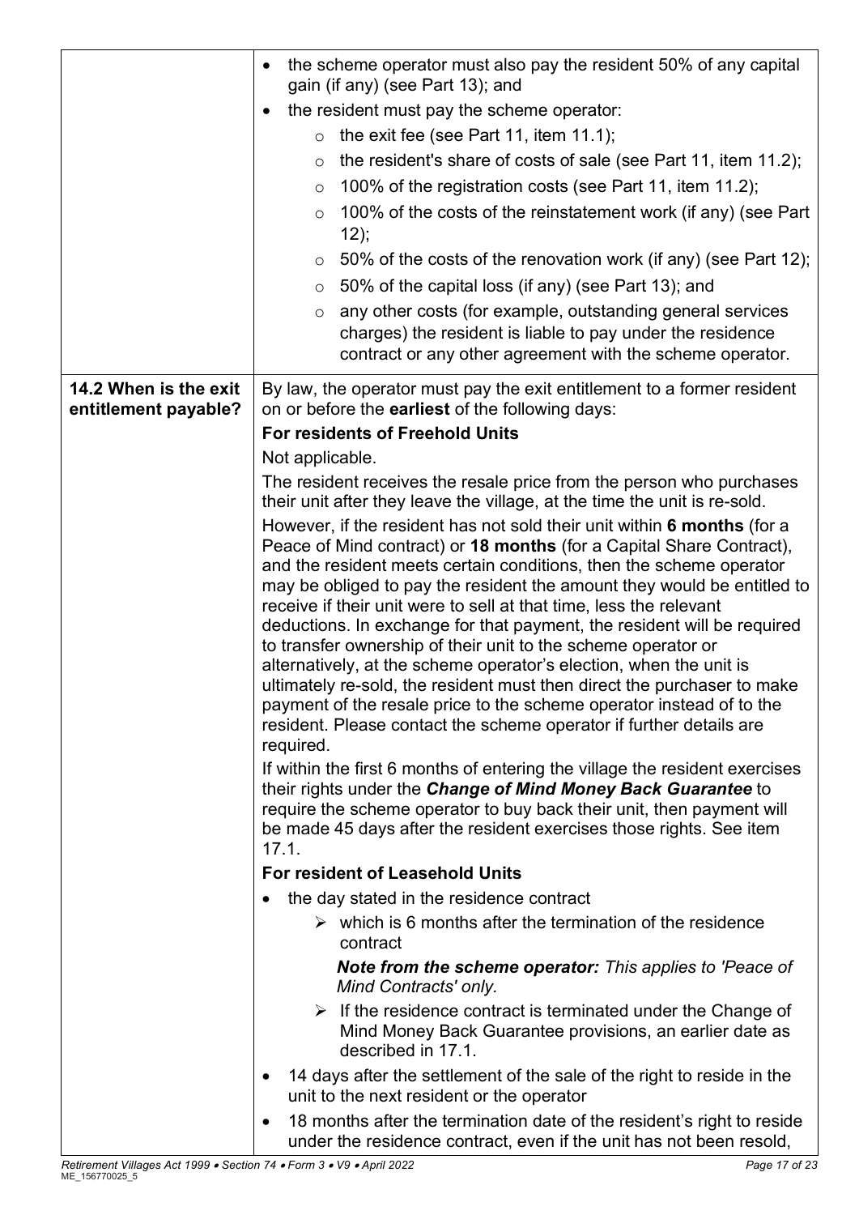| | |
|---|---|
| | • the scheme operator must also pay the resident 50% of any capital gain (if any) (see Part 13); and<br>• the resident must pay the scheme operator:<br>  ○ the exit fee (see Part 11, item 11.1);<br>  ○ the resident's share of costs of sale (see Part 11, item 11.2);<br>  ○ 100% of the registration costs (see Part 11, item 11.2);<br>  ○ 100% of the costs of the reinstatement work (if any) (see Part 12);<br>  ○ 50% of the costs of the renovation work (if any) (see Part 12);<br>  ○ 50% of the capital loss (if any) (see Part 13); and<br>  ○ any other costs (for example, outstanding general services charges) the resident is liable to pay under the residence contract or any other agreement with the scheme operator. |
| **14.2 When is the exit entitlement payable?** | By law, the operator must pay the exit entitlement to a former resident on or before the **earliest** of the following days:<br>**For residents of Freehold Units**<br>Not applicable.<br>The resident receives the resale price from the person who purchases their unit after they leave the village, at the time the unit is re-sold.<br>However, if the resident has not sold their unit within **6 months** (for a Peace of Mind contract) or **18 months** (for a Capital Share Contract), and the resident meets certain conditions, then the scheme operator may be obliged to pay the resident the amount they would be entitled to receive if their unit were to sell at that time, less the relevant deductions. In exchange for that payment, the resident will be required to transfer ownership of their unit to the scheme operator or alternatively, at the scheme operator's election, when the unit is ultimately re-sold, the resident must then direct the purchaser to make payment of the resale price to the scheme operator instead of to the resident. Please contact the scheme operator if further details are required.<br>If within the first 6 months of entering the village the resident exercises their rights under the ***Change of Mind Money Back Guarantee*** to require the scheme operator to buy back their unit, then payment will be made 45 days after the resident exercises those rights. See item 17.1.<br>**For resident of Leasehold Units**<br>• the day stated in the residence contract<br>  ➢ which is 6 months after the termination of the residence contract<br>  ***Note from the scheme operator:*** *This applies to 'Peace of Mind Contracts' only.*<br>  ➢ If the residence contract is terminated under the Change of Mind Money Back Guarantee provisions, an earlier date as described in 17.1.<br>• 14 days after the settlement of the sale of the right to reside in the unit to the next resident or the operator<br>• 18 months after the termination date of the resident's right to reside under the residence contract, even if the unit has not been resold, |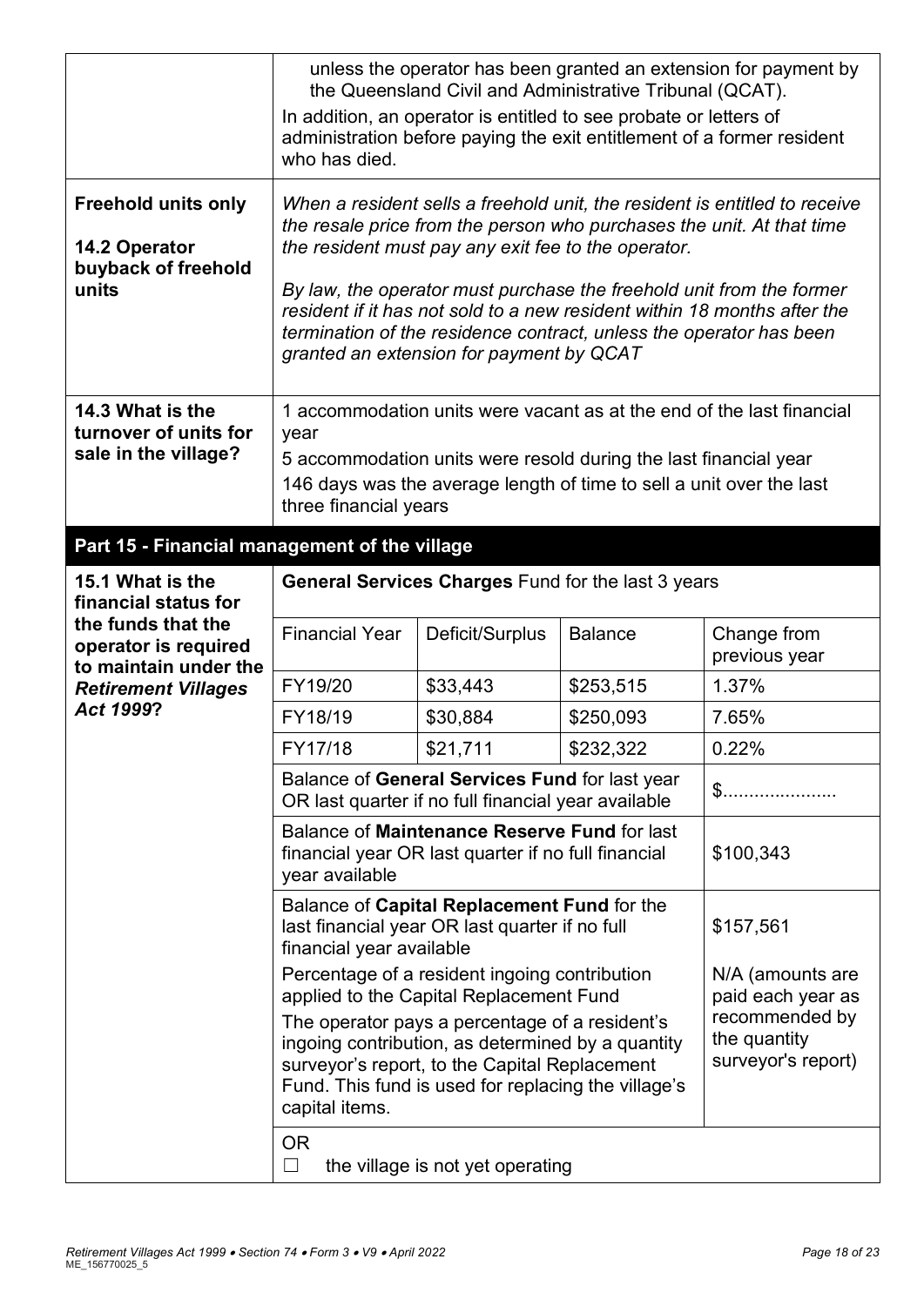| | |
|---|---|
| | unless the operator has been granted an extension for payment by the Queensland Civil and Administrative Tribunal (QCAT).<br>In addition, an operator is entitled to see probate or letters of administration before paying the exit entitlement of a former resident who has died. |
| **Freehold units only**<br><br>**14.2 Operator buyback of freehold units** | *When a resident sells a freehold unit, the resident is entitled to receive the resale price from the person who purchases the unit. At that time the resident must pay any exit fee to the operator.*<br><br>*By law, the operator must purchase the freehold unit from the former resident if it has not sold to a new resident within 18 months after the termination of the residence contract, unless the operator has been granted an extension for payment by QCAT* |
| **14.3 What is the turnover of units for sale in the village?** | 1 accommodation units were vacant as at the end of the last financial year<br>5 accommodation units were resold during the last financial year<br>146 days was the average length of time to sell a unit over the last three financial years |

## Part 15 - Financial management of the village

**15.1 What is the financial status for the funds that the operator is required to maintain under the *Retirement Villages Act 1999*?**

**General Services Charges** Fund for the last 3 years

| Financial Year | Deficit/Surplus | Balance | Change from previous year |
|---|---|---|---|
| FY19/20 | $33,443 | $253,515 | 1.37% |
| FY18/19 | $30,884 | $250,093 | 7.65% |
| FY17/18 | $21,711 | $232,322 | 0.22% |

| | |
|---|---|
| Balance of **General Services Fund** for last year OR last quarter if no full financial year available | $..................... |
| Balance of **Maintenance Reserve Fund** for last financial year OR last quarter if no full financial year available | $100,343 |
| Balance of **Capital Replacement Fund** for the last financial year OR last quarter if no full financial year available | $157,561 |
| Percentage of a resident ingoing contribution applied to the Capital Replacement Fund<br>The operator pays a percentage of a resident's ingoing contribution, as determined by a quantity surveyor's report, to the Capital Replacement Fund. This fund is used for replacing the village's capital items. | N/A (amounts are paid each year as recommended by the quantity surveyor's report) |

OR

☐ the village is not yet operating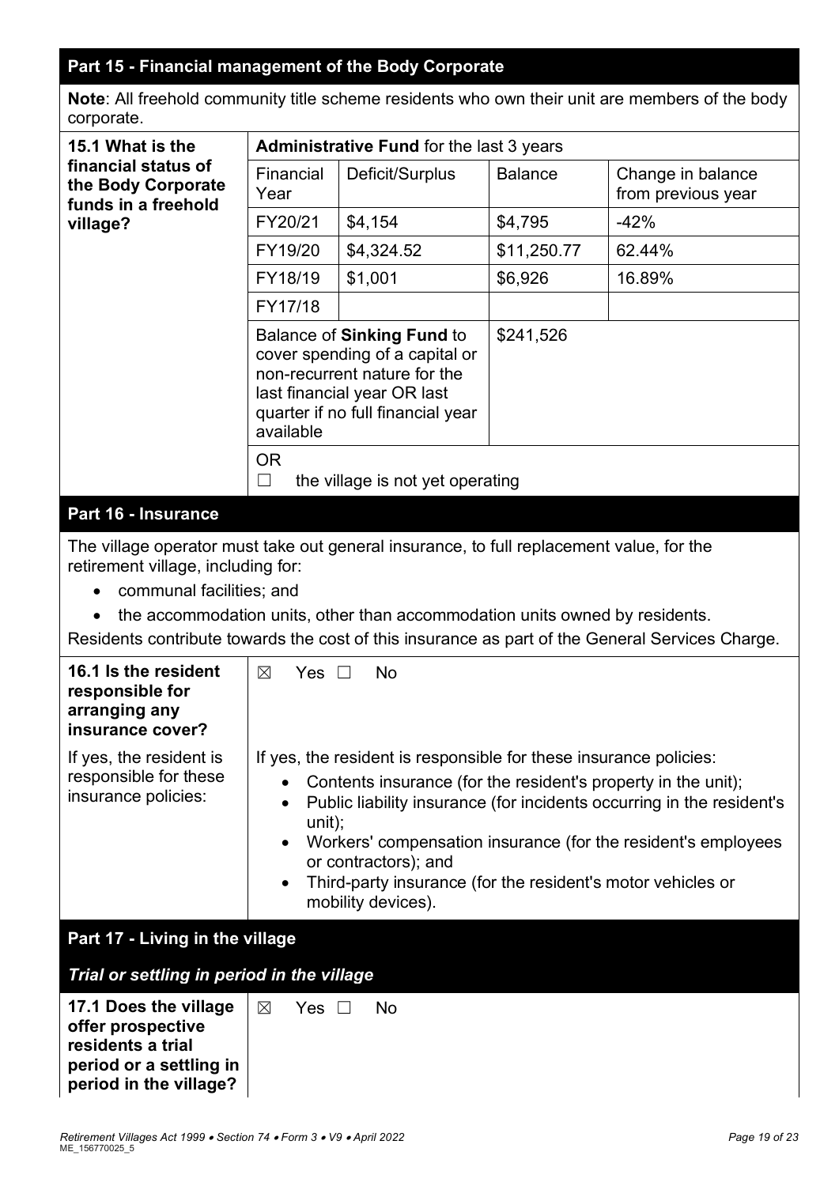## Part 15 - Financial management of the Body Corporate

**Note**: All freehold community title scheme residents who own their unit are members of the body corporate.

**15.1 What is the financial status of the Body Corporate funds in a freehold village?**

**Administrative Fund** for the last 3 years

| Financial Year | Deficit/Surplus | Balance | Change in balance from previous year |
|---|---|---|---|
| FY20/21 | $4,154 | $4,795 | -42% |
| FY19/20 | $4,324.52 | $11,250.77 | 62.44% |
| FY18/19 | $1,001 | $6,926 | 16.89% |
| FY17/18 | | | |

| | |
|---|---|
| Balance of **Sinking Fund** to cover spending of a capital or non-recurrent nature for the last financial year OR last quarter if no full financial year available | $241,526 |

OR

☐ the village is not yet operating

## Part 16 - Insurance

The village operator must take out general insurance, to full replacement value, for the retirement village, including for:

- communal facilities; and
- the accommodation units, other than accommodation units owned by residents.

Residents contribute towards the cost of this insurance as part of the General Services Charge.

**16.1 Is the resident responsible for arranging any insurance cover?**

☒ Yes ☐ No

If yes, the resident is responsible for these insurance policies:

If yes, the resident is responsible for these insurance policies:

- Contents insurance (for the resident's property in the unit);
- Public liability insurance (for incidents occurring in the resident's unit);
- Workers' compensation insurance (for the resident's employees or contractors); and
- Third-party insurance (for the resident's motor vehicles or mobility devices).

## Part 17 - Living in the village

### *Trial or settling in period in the village*

**17.1 Does the village offer prospective residents a trial period or a settling in period in the village?**

☒ Yes ☐ No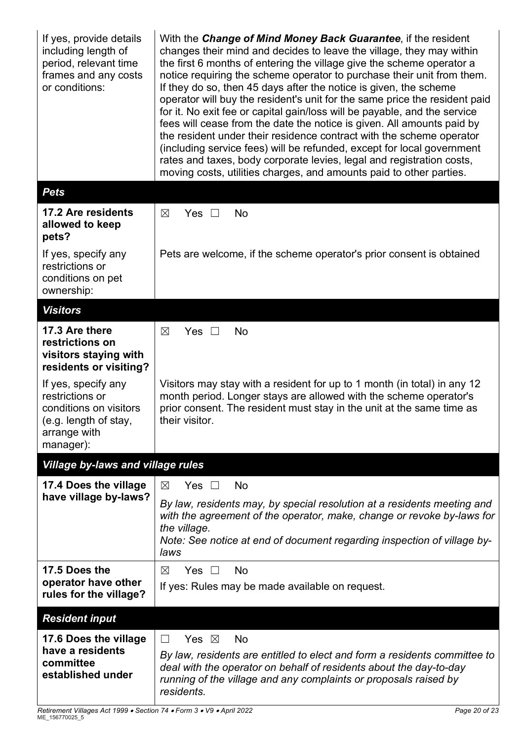| | |
|---|---|
| If yes, provide details including length of period, relevant time frames and any costs or conditions: | With the ***Change of Mind Money Back Guarantee***, if the resident changes their mind and decides to leave the village, they may within the first 6 months of entering the village give the scheme operator a notice requiring the scheme operator to purchase their unit from them. If they do so, then 45 days after the notice is given, the scheme operator will buy the resident's unit for the same price the resident paid for it. No exit fee or capital gain/loss will be payable, and the service fees will cease from the date the notice is given. All amounts paid by the resident under their residence contract with the scheme operator (including service fees) will be refunded, except for local government rates and taxes, body corporate levies, legal and registration costs, moving costs, utilities charges, and amounts paid to other parties. |
| ***Pets*** | |
| **17.2 Are residents allowed to keep pets?** | ☒ Yes ☐ No |
| If yes, specify any restrictions or conditions on pet ownership: | Pets are welcome, if the scheme operator's prior consent is obtained |
| ***Visitors*** | |
| **17.3 Are there restrictions on visitors staying with residents or visiting?** | ☒ Yes ☐ No |
| If yes, specify any restrictions or conditions on visitors (e.g. length of stay, arrange with manager): | Visitors may stay with a resident for up to 1 month (in total) in any 12 month period. Longer stays are allowed with the scheme operator's prior consent. The resident must stay in the unit at the same time as their visitor. |
| ***Village by-laws and village rules*** | |
| **17.4 Does the village have village by-laws?** | ☒ Yes ☐ No<br>*By law, residents may, by special resolution at a residents meeting and with the agreement of the operator, make, change or revoke by-laws for the village.*<br>*Note: See notice at end of document regarding inspection of village by-laws* |
| **17.5 Does the operator have other rules for the village?** | ☒ Yes ☐ No<br>If yes: Rules may be made available on request. |
| ***Resident input*** | |
| **17.6 Does the village have a residents committee established under** | ☐ Yes ☒ No<br>*By law, residents are entitled to elect and form a residents committee to deal with the operator on behalf of residents about the day-to-day running of the village and any complaints or proposals raised by residents.* |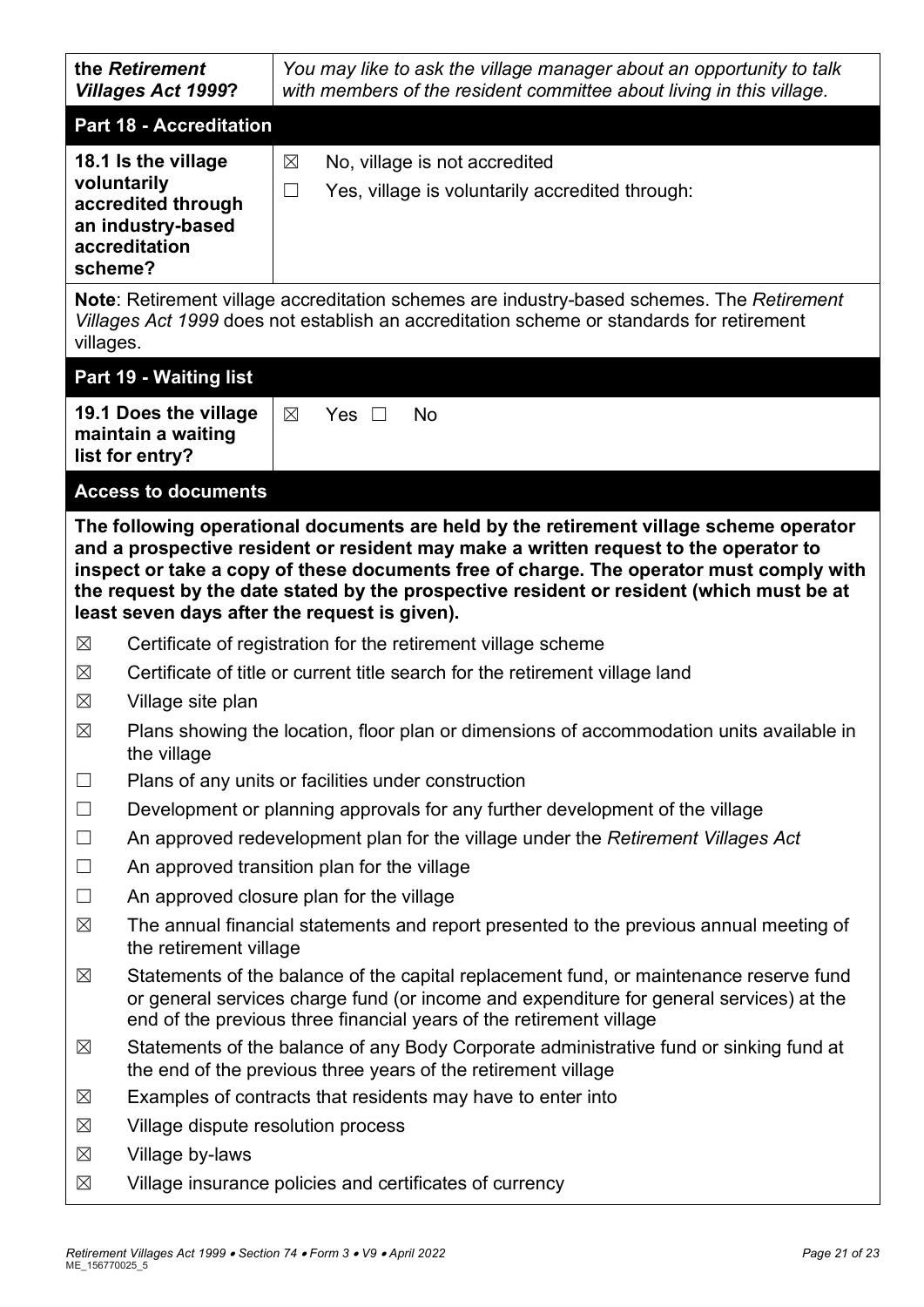| **the *Retirement Villages Act 1999*?** | *You may like to ask the village manager about an opportunity to talk with members of the resident committee about living in this village.* |
|---|---|

## Part 18 - Accreditation

| **18.1 Is the village voluntarily accredited through an industry-based accreditation scheme?** | ☒ No, village is not accredited<br>☐ Yes, village is voluntarily accredited through: |
|---|---|

**Note**: Retirement village accreditation schemes are industry-based schemes. The *Retirement Villages Act 1999* does not establish an accreditation scheme or standards for retirement villages.

## Part 19 - Waiting list

| **19.1 Does the village maintain a waiting list for entry?** | ☒ Yes ☐ No |
|---|---|

## Access to documents

**The following operational documents are held by the retirement village scheme operator and a prospective resident or resident may make a written request to the operator to inspect or take a copy of these documents free of charge. The operator must comply with the request by the date stated by the prospective resident or resident (which must be at least seven days after the request is given).**

- ☒ Certificate of registration for the retirement village scheme
- ☒ Certificate of title or current title search for the retirement village land
- ☒ Village site plan
- ☒ Plans showing the location, floor plan or dimensions of accommodation units available in the village
- ☐ Plans of any units or facilities under construction
- ☐ Development or planning approvals for any further development of the village
- ☐ An approved redevelopment plan for the village under the *Retirement Villages Act*
- ☐ An approved transition plan for the village
- ☐ An approved closure plan for the village
- ☒ The annual financial statements and report presented to the previous annual meeting of the retirement village
- ☒ Statements of the balance of the capital replacement fund, or maintenance reserve fund or general services charge fund (or income and expenditure for general services) at the end of the previous three financial years of the retirement village
- ☒ Statements of the balance of any Body Corporate administrative fund or sinking fund at the end of the previous three years of the retirement village
- ☒ Examples of contracts that residents may have to enter into
- ☒ Village dispute resolution process
- ☒ Village by-laws
- ☒ Village insurance policies and certificates of currency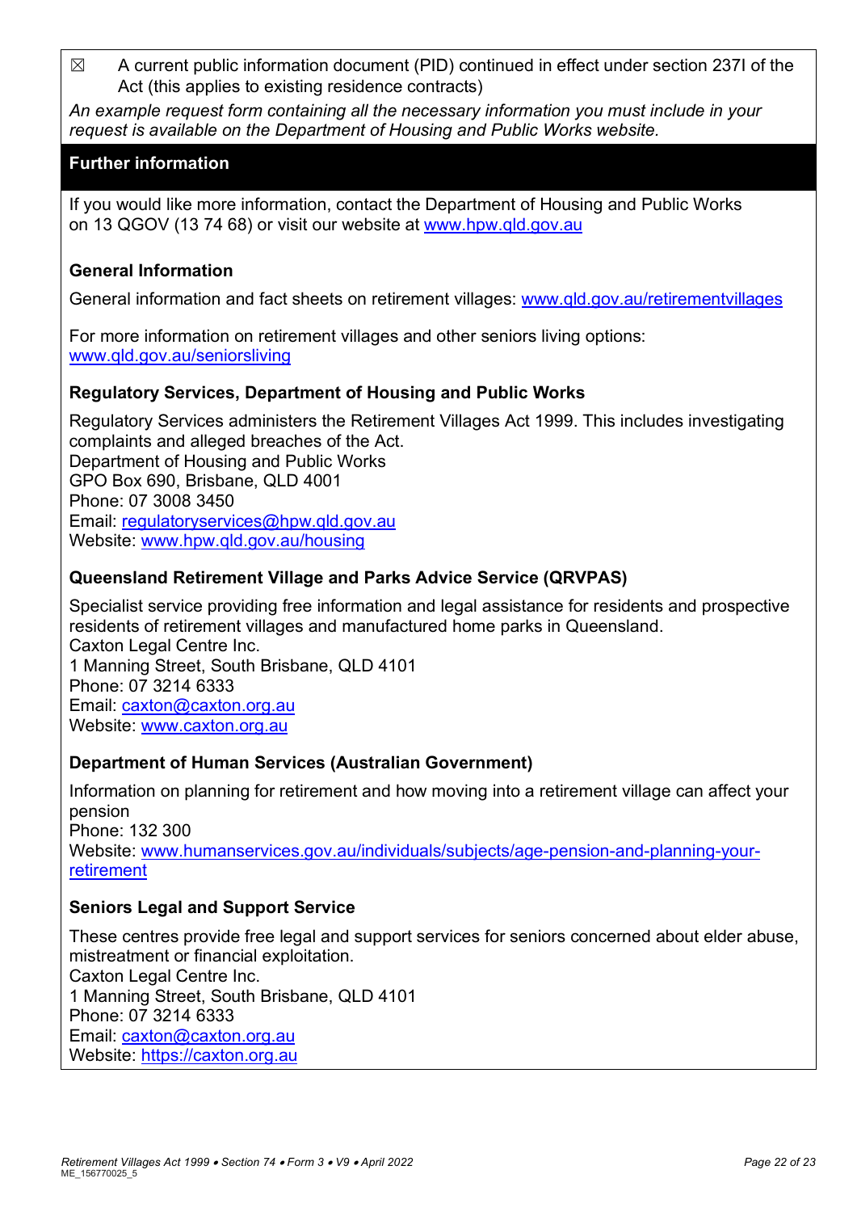☒ A current public information document (PID) continued in effect under section 237I of the Act (this applies to existing residence contracts)

*An example request form containing all the necessary information you must include in your request is available on the Department of Housing and Public Works website.*

## Further information

If you would like more information, contact the Department of Housing and Public Works on 13 QGOV (13 74 68) or visit our website at www.hpw.qld.gov.au

### General Information

General information and fact sheets on retirement villages: www.qld.gov.au/retirementvillages

For more information on retirement villages and other seniors living options: www.qld.gov.au/seniorsliving

### Regulatory Services, Department of Housing and Public Works

Regulatory Services administers the Retirement Villages Act 1999. This includes investigating complaints and alleged breaches of the Act.
Department of Housing and Public Works
GPO Box 690, Brisbane, QLD 4001
Phone: 07 3008 3450
Email: regulatoryservices@hpw.qld.gov.au
Website: www.hpw.qld.gov.au/housing

### Queensland Retirement Village and Parks Advice Service (QRVPAS)

Specialist service providing free information and legal assistance for residents and prospective residents of retirement villages and manufactured home parks in Queensland.
Caxton Legal Centre Inc.
1 Manning Street, South Brisbane, QLD 4101
Phone: 07 3214 6333
Email: caxton@caxton.org.au
Website: www.caxton.org.au

### Department of Human Services (Australian Government)

Information on planning for retirement and how moving into a retirement village can affect your pension
Phone: 132 300
Website: www.humanservices.gov.au/individuals/subjects/age-pension-and-planning-your-retirement

### Seniors Legal and Support Service

These centres provide free legal and support services for seniors concerned about elder abuse, mistreatment or financial exploitation.
Caxton Legal Centre Inc.
1 Manning Street, South Brisbane, QLD 4101
Phone: 07 3214 6333
Email: caxton@caxton.org.au
Website: https://caxton.org.au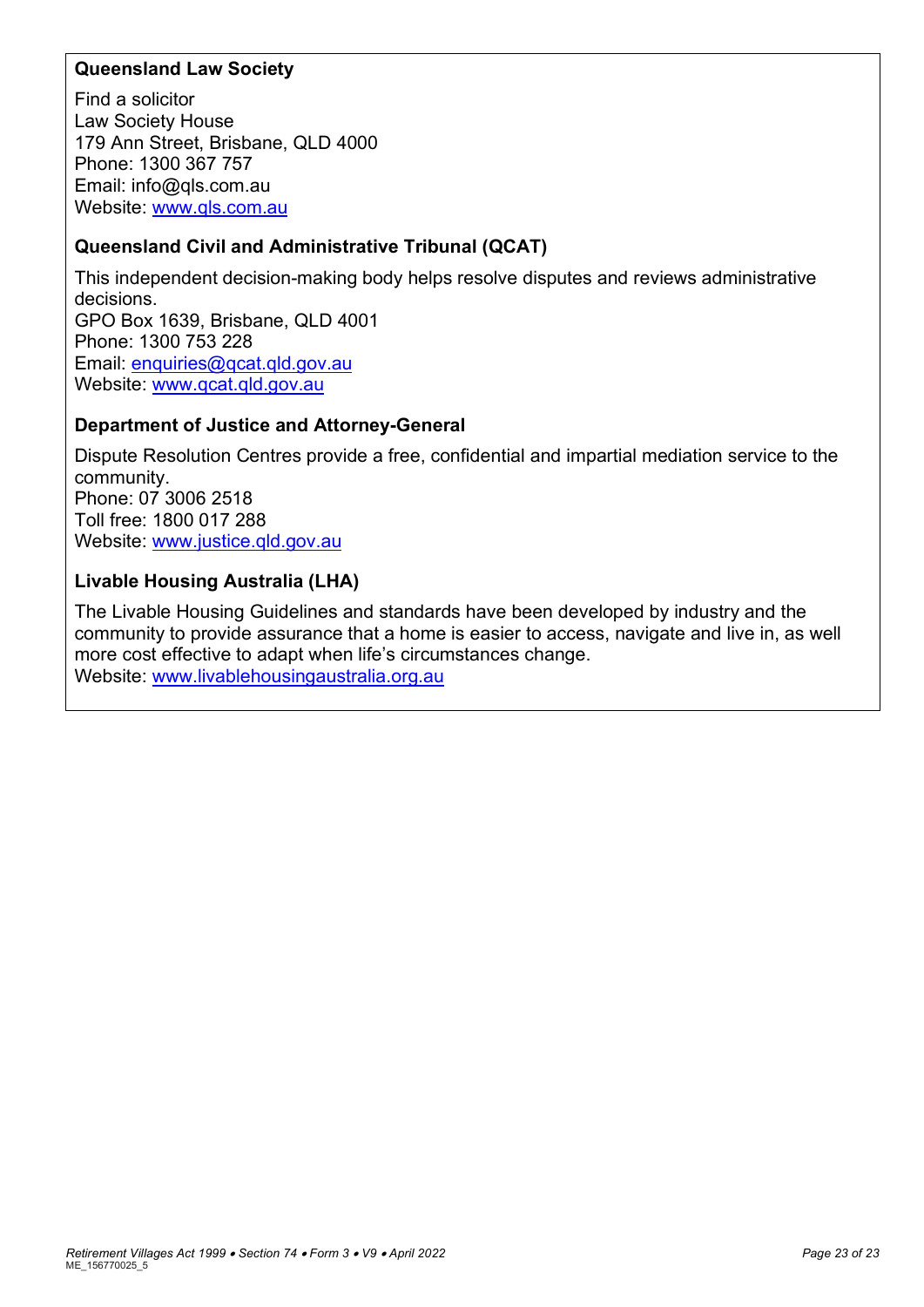**Queensland Law Society**

Find a solicitor
Law Society House
179 Ann Street, Brisbane, QLD 4000
Phone: 1300 367 757
Email: info@qls.com.au
Website: www.qls.com.au

**Queensland Civil and Administrative Tribunal (QCAT)**

This independent decision-making body helps resolve disputes and reviews administrative decisions.
GPO Box 1639, Brisbane, QLD 4001
Phone: 1300 753 228
Email: enquiries@qcat.qld.gov.au
Website: www.qcat.qld.gov.au

**Department of Justice and Attorney-General**

Dispute Resolution Centres provide a free, confidential and impartial mediation service to the community.
Phone: 07 3006 2518
Toll free: 1800 017 288
Website: www.justice.qld.gov.au

**Livable Housing Australia (LHA)**

The Livable Housing Guidelines and standards have been developed by industry and the community to provide assurance that a home is easier to access, navigate and live in, as well more cost effective to adapt when life's circumstances change.
Website: www.livablehousingaustralia.org.au